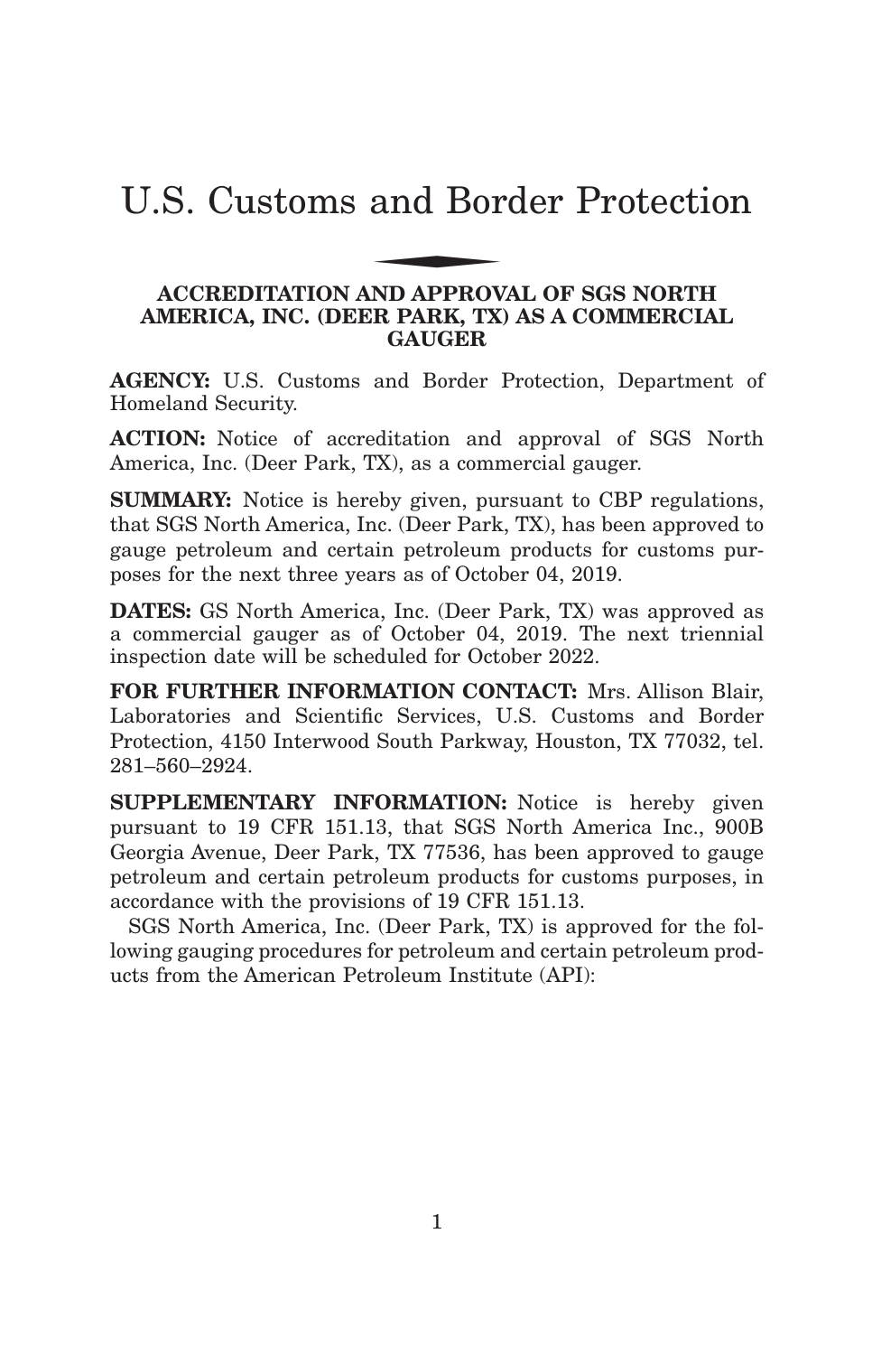# U.S. Customs and Border Protection

## ACCREDITATION AND APPROVAL OF SGS NORTH AMERICA, INC. (DEER PARK, TX) AS A COMMERCIAL GAUGER

**AGENCY:** U.S. Customs and Border Protection, Department of Homeland Security.

**ACTION:** Notice of accreditation and approval of SGS North America, Inc. (Deer Park, TX), as a commercial gauger.

**SUMMARY:** Notice is hereby given, pursuant to CBP regulations, that SGS North America, Inc. (Deer Park, TX), has been approved to gauge petroleum and certain petroleum products for customs purposes for the next three years as of October 04, 2019.

**DATES:** GS North America, Inc. (Deer Park, TX) was approved as a commercial gauger as of October 04, 2019. The next triennial inspection date will be scheduled for October 2022.

**FOR FURTHER INFORMATION CONTACT:** Mrs. Allison Blair, Laboratories and Scientific Services, U.S. Customs and Border Protection, 4150 Interwood South Parkway, Houston, TX 77032, tel. 281–560–2924.

**SUPPLEMENTARY INFORMATION:** Notice is hereby given pursuant to 19 CFR 151.13, that SGS North America Inc., 900B Georgia Avenue, Deer Park, TX 77536, has been approved to gauge petroleum and certain petroleum products for customs purposes, in accordance with the provisions of 19 CFR 151.13.

SGS North America, Inc. (Deer Park, TX) is approved for the following gauging procedures for petroleum and certain petroleum products from the American Petroleum Institute (API):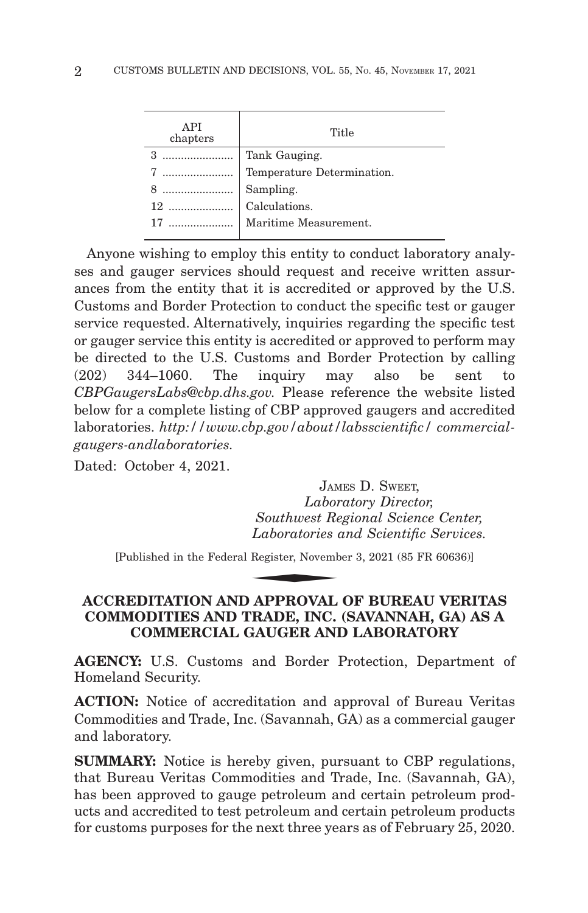| API chapters | Title |
|---|---|
| 3 | Tank Gauging. |
| 7 | Temperature Determination. |
| 8 | Sampling. |
| 12 | Calculations. |
| 17 | Maritime Measurement. |

Anyone wishing to employ this entity to conduct laboratory analyses and gauger services should request and receive written assurances from the entity that it is accredited or approved by the U.S. Customs and Border Protection to conduct the specific test or gauger service requested. Alternatively, inquiries regarding the specific test or gauger service this entity is accredited or approved to perform may be directed to the U.S. Customs and Border Protection by calling (202) 344–1060. The inquiry may also be sent to *CBPGaugersLabs@cbp.dhs.gov.* Please reference the website listed below for a complete listing of CBP approved gaugers and accredited laboratories. *http://www.cbp.gov/about/labsscientific/ commercial-gaugers-andlaboratories.*

Dated: October 4, 2021.

JAMES D. SWEET,
*Laboratory Director,*
*Southwest Regional Science Center,*
*Laboratories and Scientific Services.*

[Published in the Federal Register, November 3, 2021 (85 FR 60636)]

## ACCREDITATION AND APPROVAL OF BUREAU VERITAS COMMODITIES AND TRADE, INC. (SAVANNAH, GA) AS A COMMERCIAL GAUGER AND LABORATORY

**AGENCY:** U.S. Customs and Border Protection, Department of Homeland Security.

**ACTION:** Notice of accreditation and approval of Bureau Veritas Commodities and Trade, Inc. (Savannah, GA) as a commercial gauger and laboratory.

**SUMMARY:** Notice is hereby given, pursuant to CBP regulations, that Bureau Veritas Commodities and Trade, Inc. (Savannah, GA), has been approved to gauge petroleum and certain petroleum products and accredited to test petroleum and certain petroleum products for customs purposes for the next three years as of February 25, 2020.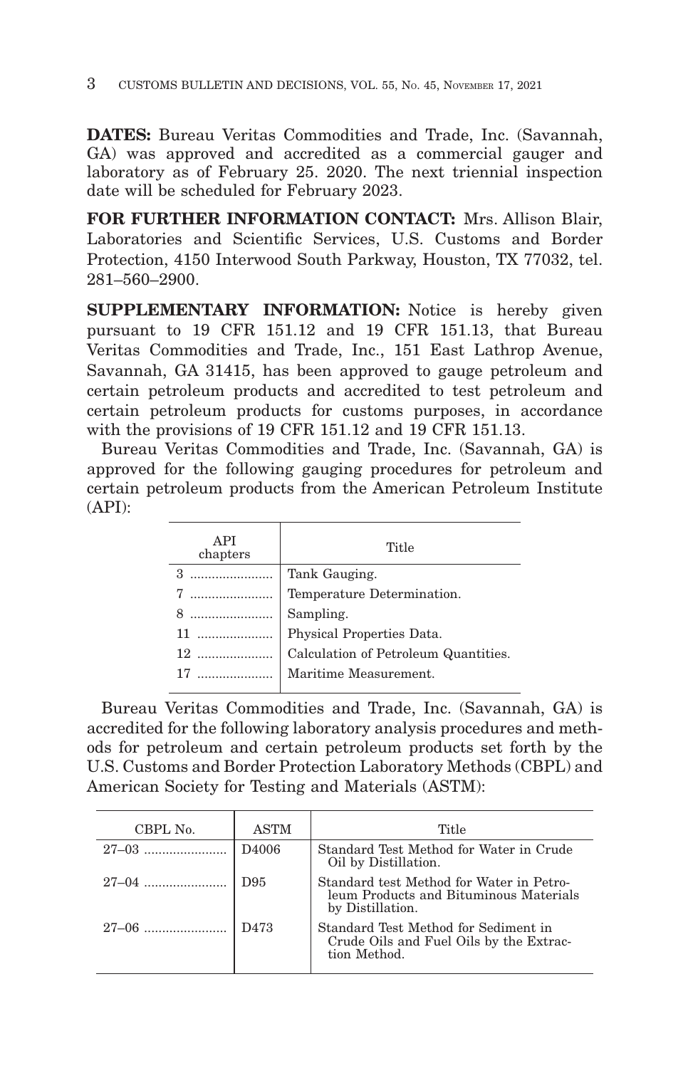**DATES:** Bureau Veritas Commodities and Trade, Inc. (Savannah, GA) was approved and accredited as a commercial gauger and laboratory as of February 25. 2020. The next triennial inspection date will be scheduled for February 2023.

**FOR FURTHER INFORMATION CONTACT:** Mrs. Allison Blair, Laboratories and Scientific Services, U.S. Customs and Border Protection, 4150 Interwood South Parkway, Houston, TX 77032, tel. 281–560–2900.

**SUPPLEMENTARY INFORMATION:** Notice is hereby given pursuant to 19 CFR 151.12 and 19 CFR 151.13, that Bureau Veritas Commodities and Trade, Inc., 151 East Lathrop Avenue, Savannah, GA 31415, has been approved to gauge petroleum and certain petroleum products and accredited to test petroleum and certain petroleum products for customs purposes, in accordance with the provisions of 19 CFR 151.12 and 19 CFR 151.13.

Bureau Veritas Commodities and Trade, Inc. (Savannah, GA) is approved for the following gauging procedures for petroleum and certain petroleum products from the American Petroleum Institute (API):

| API chapters | Title |
|---|---|
| 3 | Tank Gauging. |
| 7 | Temperature Determination. |
| 8 | Sampling. |
| 11 | Physical Properties Data. |
| 12 | Calculation of Petroleum Quantities. |
| 17 | Maritime Measurement. |

Bureau Veritas Commodities and Trade, Inc. (Savannah, GA) is accredited for the following laboratory analysis procedures and methods for petroleum and certain petroleum products set forth by the U.S. Customs and Border Protection Laboratory Methods (CBPL) and American Society for Testing and Materials (ASTM):

| CBPL No. | ASTM | Title |
|---|---|---|
| 27–03 | D4006 | Standard Test Method for Water in Crude Oil by Distillation. |
| 27–04 | D95 | Standard test Method for Water in Petroleum Products and Bituminous Materials by Distillation. |
| 27–06 | D473 | Standard Test Method for Sediment in Crude Oils and Fuel Oils by the Extraction Method. |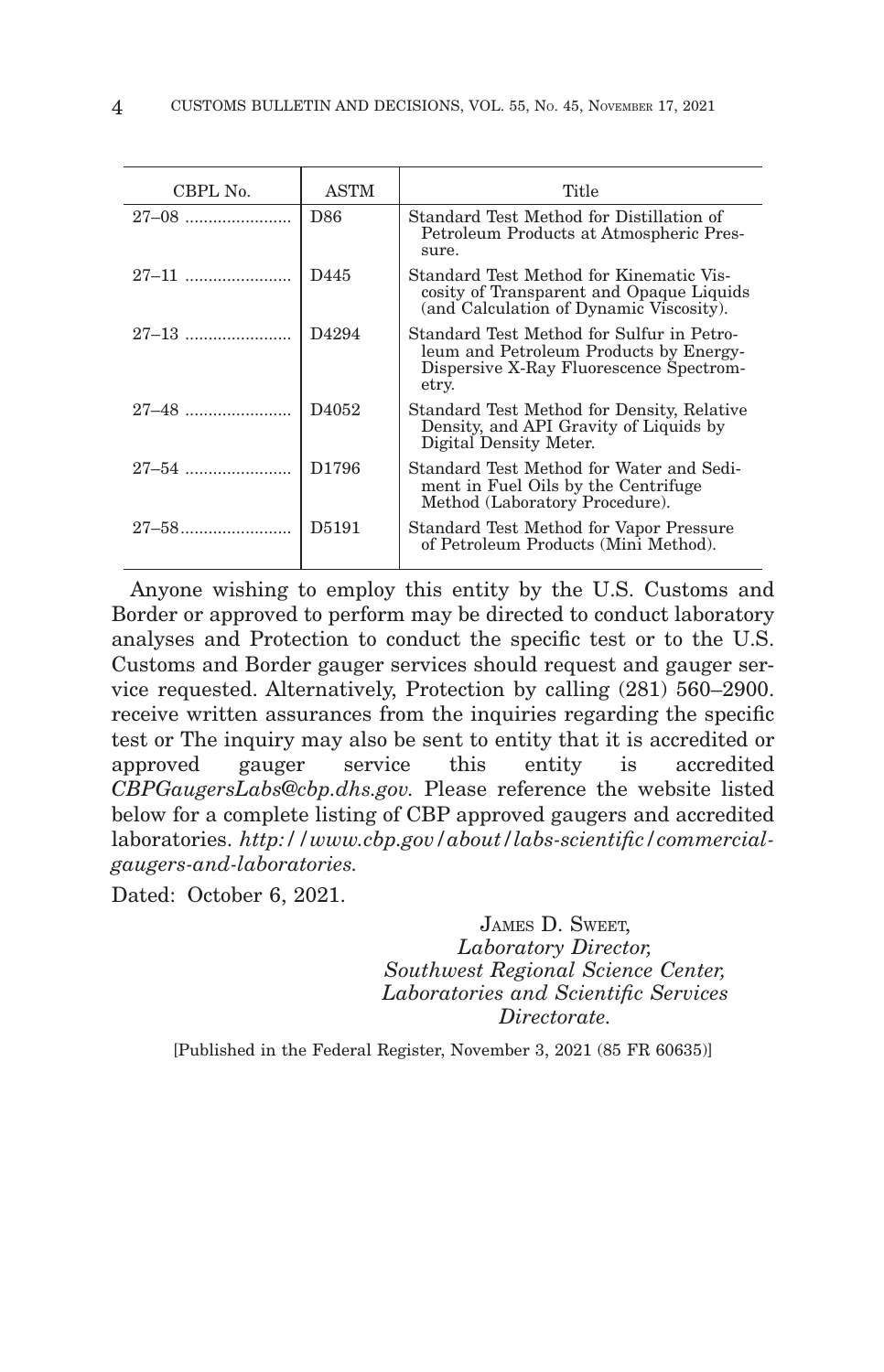| CBPL No. | ASTM | Title |
|---|---|---|
| 27–08 | D86 | Standard Test Method for Distillation of Petroleum Products at Atmospheric Pressure. |
| 27–11 | D445 | Standard Test Method for Kinematic Viscosity of Transparent and Opaque Liquids (and Calculation of Dynamic Viscosity). |
| 27–13 | D4294 | Standard Test Method for Sulfur in Petroleum and Petroleum Products by Energy-Dispersive X-Ray Fluorescence Spectrometry. |
| 27–48 | D4052 | Standard Test Method for Density, Relative Density, and API Gravity of Liquids by Digital Density Meter. |
| 27–54 | D1796 | Standard Test Method for Water and Sediment in Fuel Oils by the Centrifuge Method (Laboratory Procedure). |
| 27–58 | D5191 | Standard Test Method for Vapor Pressure of Petroleum Products (Mini Method). |

Anyone wishing to employ this entity by the U.S. Customs and Border or approved to perform may be directed to conduct laboratory analyses and Protection to conduct the specific test or to the U.S. Customs and Border gauger services should request and gauger service requested. Alternatively, Protection by calling (281) 560–2900. receive written assurances from the inquiries regarding the specific test or The inquiry may also be sent to entity that it is accredited or approved gauger service this entity is accredited *CBPGaugersLabs@cbp.dhs.gov.* Please reference the website listed below for a complete listing of CBP approved gaugers and accredited laboratories. *http://www.cbp.gov/about/labs-scientific/commercial-gaugers-and-laboratories.*

Dated: October 6, 2021.

JAMES D. SWEET,
*Laboratory Director,*
*Southwest Regional Science Center,*
*Laboratories and Scientific Services Directorate.*

[Published in the Federal Register, November 3, 2021 (85 FR 60635)]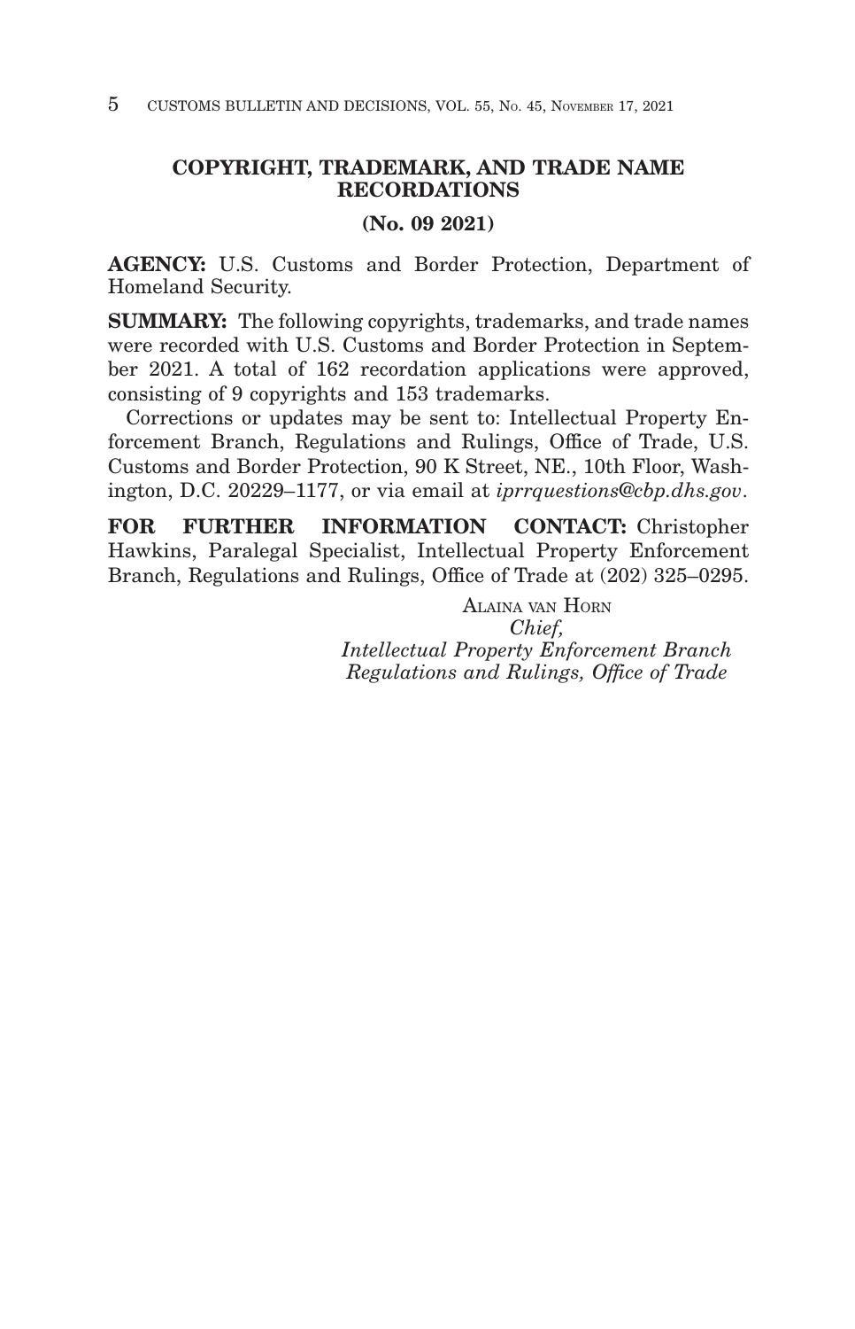## COPYRIGHT, TRADEMARK, AND TRADE NAME RECORDATIONS

### (No. 09 2021)

**AGENCY:** U.S. Customs and Border Protection, Department of Homeland Security.

**SUMMARY:** The following copyrights, trademarks, and trade names were recorded with U.S. Customs and Border Protection in September 2021. A total of 162 recordation applications were approved, consisting of 9 copyrights and 153 trademarks.

Corrections or updates may be sent to: Intellectual Property Enforcement Branch, Regulations and Rulings, Office of Trade, U.S. Customs and Border Protection, 90 K Street, NE., 10th Floor, Washington, D.C. 20229–1177, or via email at *iprrquestions@cbp.dhs.gov*.

**FOR FURTHER INFORMATION CONTACT:** Christopher Hawkins, Paralegal Specialist, Intellectual Property Enforcement Branch, Regulations and Rulings, Office of Trade at (202) 325–0295.

ALAINA VAN HORN
*Chief,*
*Intellectual Property Enforcement Branch*
*Regulations and Rulings, Office of Trade*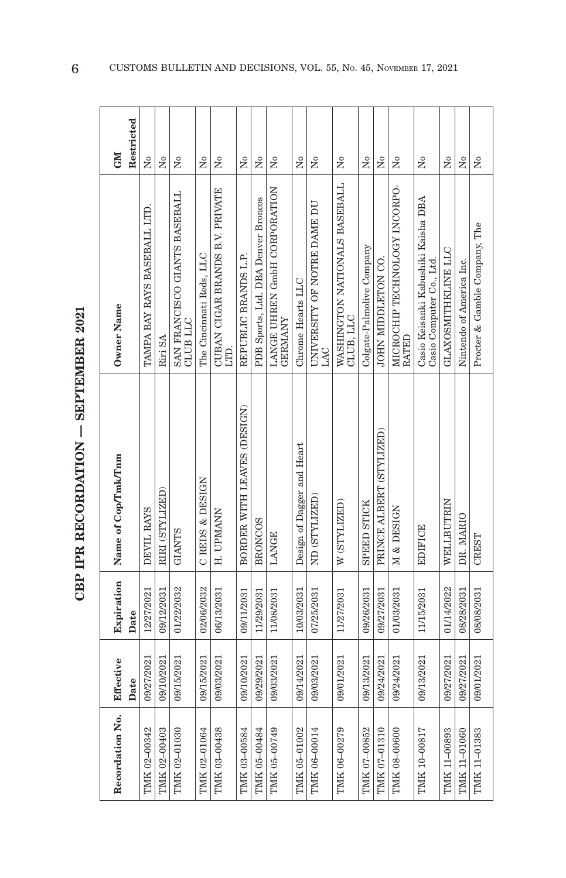# CBP IPR RECORDATION — SEPTEMBER 2021

| Recordation No. | Effective Date | Expiration Date | Name of Cop/Tmk/Tnm | Owner Name | GM Restricted |
|---|---|---|---|---|---|
| TMK 02-00342 | 09/27/2021 | 12/27/2021 | DEVIL RAYS | TAMPA BAY RAYS BASEBALL LTD. | No |
| TMK 02-00403 | 09/10/2021 | 09/12/2031 | RIRI (STYLIZED) | Riri SA | No |
| TMK 02-01030 | 09/15/2021 | 01/22/2032 | GIANTS | SAN FRANCISCO GIANTS BASEBALL CLUB LLC | No |
| TMK 02-01064 | 09/15/2021 | 02/06/2032 | C REDS & DESIGN | The Cincinnati Reds, LLC | No |
| TMK 03-00438 | 09/03/2021 | 06/13/2031 | H. UPMANN | CUBAN CIGAR BRANDS B.V. PRIVATE LTD. | No |
| TMK 03-00584 | 09/10/2021 | 09/11/2031 | BORDER WITH LEAVES (DESIGN) | REPUBLIC BRANDS L.P. | No |
| TMK 05-00484 | 09/29/2021 | 11/29/2031 | BRONCOS | PDB Sports, Ltd. DBA Denver Broncos | No |
| TMK 05-00749 | 09/03/2021 | 11/08/2031 | LANGE | LANGE UHREN GmbH CORPORATION GERMANY | No |
| TMK 05-01002 | 09/14/2021 | 10/03/2031 | Design of Dagger and Heart | Chrome Hearts LLC | No |
| TMK 06-00014 | 09/03/2021 | 07/25/2031 | ND (STYLIZED) | UNIVERSITY OF NOTRE DAME DU LAC | No |
| TMK 06-00279 | 09/01/2021 | 11/27/2031 | W (STYLIZED) | WASHINGTON NATIONALS BASEBALL CLUB, LLC | No |
| TMK 07-00852 | 09/13/2021 | 09/26/2031 | SPEED STICK | Colgate-Palmolive Company | No |
| TMK 07-01310 | 09/24/2021 | 09/27/2031 | PRINCE ALBERT (STYLIZED) | JOHN MIDDLETON CO. | No |
| TMK 08-00600 | 09/24/2021 | 01/03/2031 | M & DESIGN | MICROCHIP TECHNOLOGY INCORPORATED | No |
| TMK 10-00817 | 09/13/2021 | 11/15/2031 | EDIFICE | Casio Keisanki Kabushiki Kaisha DBA Casio Computer Co., Ltd. | No |
| TMK 11-00893 | 09/27/2021 | 01/14/2022 | WELLBUTRIN | GLAXOSMITHKLINE LLC | No |
| TMK 11-01060 | 09/27/2021 | 08/28/2031 | DR. MARIO | Nintendo of America Inc. | No |
| TMK 11-01383 | 09/01/2021 | 08/08/2031 | CREST | Procter & Gamble Company, The | No |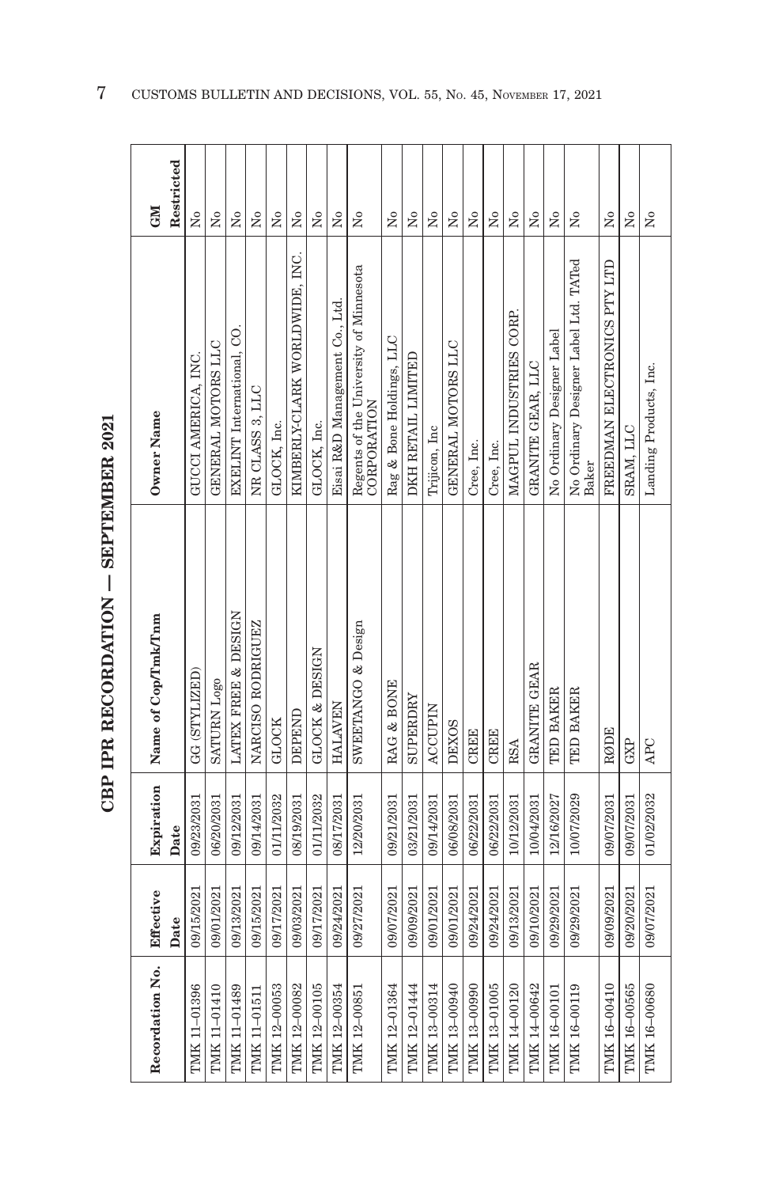## CBP IPR RECORDATION — SEPTEMBER 2021

| Recordation No. | Effective Date | Expiration Date | Name of Cop/Tmk/Tnm | Owner Name | GM Restricted |
|---|---|---|---|---|---|
| TMK 11-01396 | 09/15/2021 | 09/23/2031 | GG (STYLIZED) | GUCCI AMERICA, INC. | No |
| TMK 11-01410 | 09/01/2021 | 06/20/2031 | SATURN Logo | GENERAL MOTORS LLC | No |
| TMK 11-01489 | 09/13/2021 | 09/12/2031 | LATEX FREE & DESIGN | EXELINT International, CO. | No |
| TMK 11-01511 | 09/15/2021 | 09/14/2031 | NARCISO RODRIGUEZ | NR CLASS 3, LLC | No |
| TMK 12-00053 | 09/17/2021 | 01/11/2032 | GLOCK | GLOCK, Inc. | No |
| TMK 12-00082 | 09/03/2021 | 08/19/2031 | DEPEND | KIMBERLY-CLARK WORLDWIDE, INC. | No |
| TMK 12-00105 | 09/17/2021 | 01/11/2032 | GLOCK & DESIGN | GLOCK, Inc. | No |
| TMK 12-00354 | 09/24/2021 | 08/17/2031 | HALAVEN | Eisai R&D Management Co., Ltd. | No |
| TMK 12-00851 | 09/27/2021 | 12/20/2031 | SWEETANGO & Design | Regents of the University of Minnesota CORPORATION | No |
| TMK 12-01364 | 09/07/2021 | 09/21/2031 | RAG & BONE | Rag & Bone Holdings, LLC | No |
| TMK 12-01444 | 09/09/2021 | 03/21/2031 | SUPERDRY | DKH RETAIL LIMITED | No |
| TMK 13-00314 | 09/01/2021 | 09/14/2031 | ACCUPIN | Trijicon, Inc | No |
| TMK 13-00940 | 09/01/2021 | 06/08/2031 | DEXOS | GENERAL MOTORS LLC | No |
| TMK 13-00990 | 09/24/2021 | 06/22/2031 | CREE | Cree, Inc. | No |
| TMK 13-01005 | 09/24/2021 | 06/22/2031 | CREE | Cree, Inc. | No |
| TMK 14-00120 | 09/13/2021 | 10/12/2031 | RSA | MAGPUL INDUSTRIES CORP. | No |
| TMK 14-00642 | 09/10/2021 | 10/04/2031 | GRANITE GEAR | GRANITE GEAR, LLC | No |
| TMK 16-00101 | 09/29/2021 | 12/16/2027 | TED BAKER | No Ordinary Designer Label | No |
| TMK 16-00119 | 09/29/2021 | 10/07/2029 | TED BAKER | No Ordinary Designer Label Ltd. TATed Baker | No |
| TMK 16-00410 | 09/09/2021 | 09/07/2031 | RØDE | FREEDMAN ELECTRONICS PTY LTD | No |
| TMK 16-00565 | 09/20/2021 | 09/07/2031 | GXP | SRAM, LLC | No |
| TMK 16-00680 | 09/07/2021 | 01/02/2032 | APC | Landing Products, Inc. | No |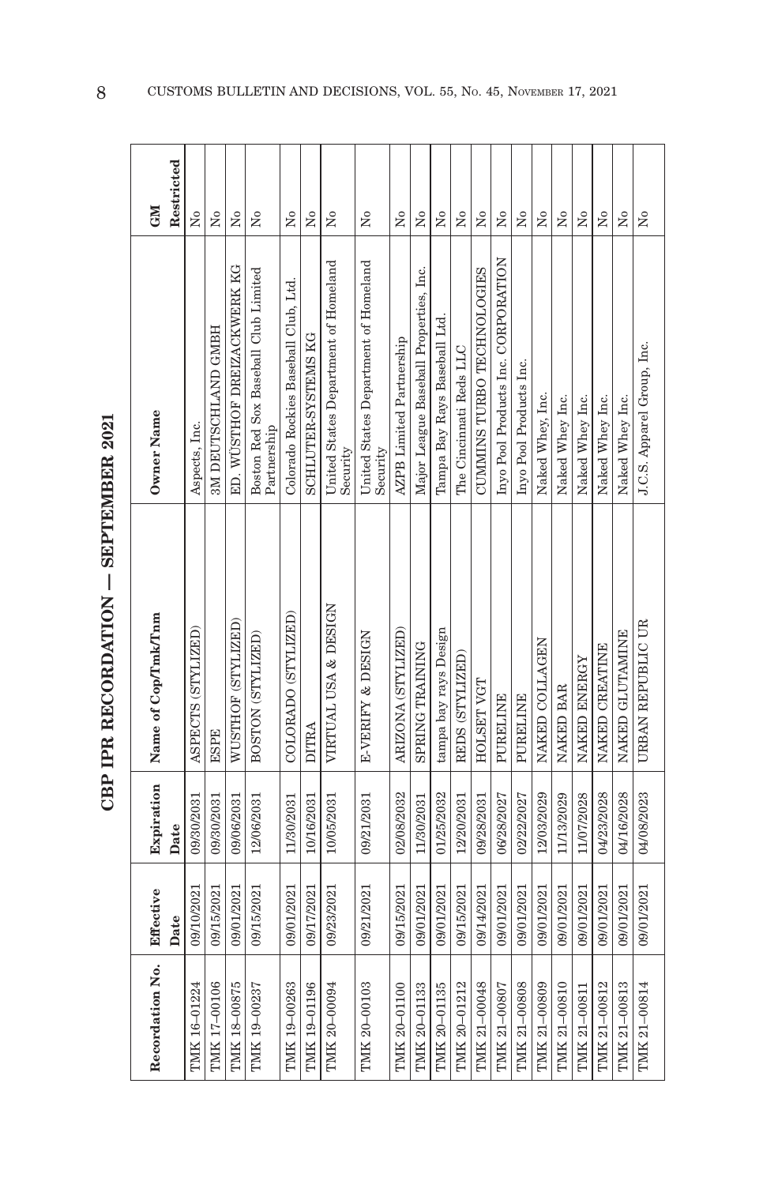# CBP IPR RECORDATION — SEPTEMBER 2021

| Recordation No. | Effective Date | Expiration Date | Name of Cop/Tmk/Tnm | Owner Name | GM Restricted |
|---|---|---|---|---|---|
| TMK 16-01224 | 09/10/2021 | 09/30/2031 | ASPECTS (STYLIZED) | Aspects, Inc. | No |
| TMK 17-00106 | 09/15/2021 | 09/30/2031 | ESPE | 3M DEUTSCHLAND GMBH | No |
| TMK 18-00875 | 09/01/2021 | 09/06/2031 | WUSTHOF (STYLIZED) | ED. WÜSTHOF DREIZACKWERK KG | No |
| TMK 19-00237 | 09/15/2021 | 12/06/2031 | BOSTON (STYLIZED) | Boston Red Sox Baseball Club Limited Partnership | No |
| TMK 19-00263 | 09/01/2021 | 11/30/2031 | COLORADO (STYLIZED) | Colorado Rockies Baseball Club, Ltd. | No |
| TMK 19-01196 | 09/17/2021 | 10/16/2031 | DITRA | SCHLUTER-SYSTEMS KG | No |
| TMK 20-00094 | 09/23/2021 | 10/05/2031 | VIRTUAL USA & DESIGN | United States Department of Homeland Security | No |
| TMK 20-00103 | 09/21/2021 | 09/21/2031 | E-VERIFY & DESIGN | United States Department of Homeland Security | No |
| TMK 20-01100 | 09/15/2021 | 02/08/2032 | ARIZONA (STYLIZED) | AZPB Limited Partnership | No |
| TMK 20-01133 | 09/01/2021 | 11/30/2031 | SPRING TRAINING | Major League Baseball Properties, Inc. | No |
| TMK 20-01135 | 09/01/2021 | 01/25/2032 | tampa bay rays Design | Tampa Bay Rays Baseball Ltd. | No |
| TMK 20-01212 | 09/15/2021 | 12/20/2031 | REDS (STYLIZED) | The Cincinnati Reds LLC | No |
| TMK 21-00048 | 09/14/2021 | 09/28/2031 | HOLSET VGT | CUMMINS TURBO TECHNOLOGIES | No |
| TMK 21-00807 | 09/01/2021 | 06/28/2027 | PURELINE | Inyo Pool Products Inc. CORPORATION | No |
| TMK 21-00808 | 09/01/2021 | 02/22/2027 | PURELINE | Inyo Pool Products Inc. | No |
| TMK 21-00809 | 09/01/2021 | 12/03/2029 | NAKED COLLAGEN | Naked Whey, Inc. | No |
| TMK 21-00810 | 09/01/2021 | 11/13/2029 | NAKED BAR | Naked Whey Inc. | No |
| TMK 21-00811 | 09/01/2021 | 11/07/2028 | NAKED ENERGY | Naked Whey Inc. | No |
| TMK 21-00812 | 09/01/2021 | 04/23/2028 | NAKED CREATINE | Naked Whey Inc. | No |
| TMK 21-00813 | 09/01/2021 | 04/16/2028 | NAKED GLUTAMINE | Naked Whey Inc. | No |
| TMK 21-00814 | 09/01/2021 | 04/08/2023 | URBAN REPUBLIC UR | J.C.S. Apparel Group, Inc. | No |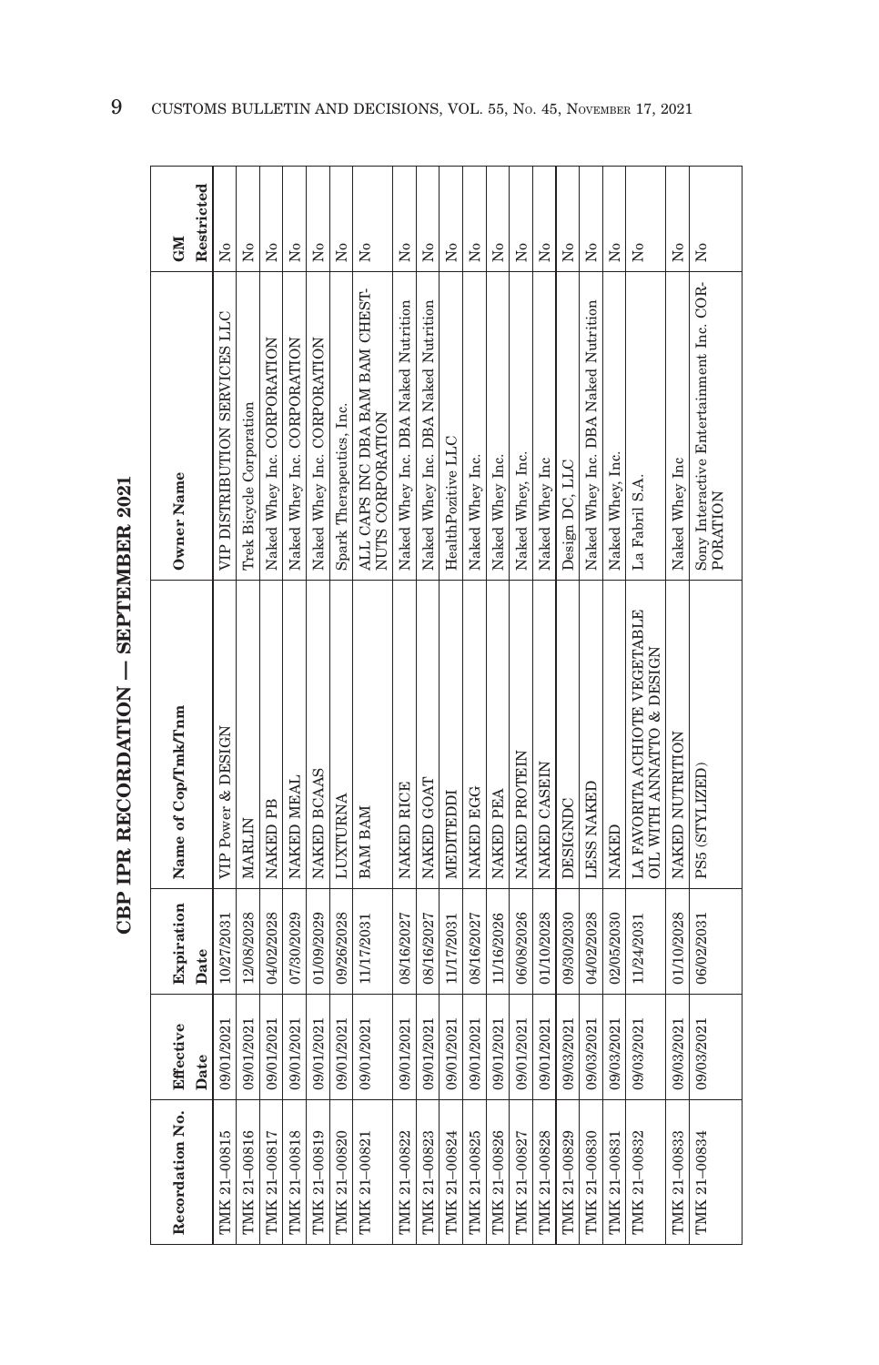# CBP IPR RECORDATION — SEPTEMBER 2021

| Recordation No. | Effective Date | Expiration Date | Name of Cop/Tmk/Tnm | Owner Name | GM Restricted |
|---|---|---|---|---|---|
| TMK 21-00815 | 09/01/2021 | 10/27/2031 | VIP Power & DESIGN | VIP DISTRIBUTION SERVICES LLC | No |
| TMK 21-00816 | 09/01/2021 | 12/08/2028 | MARLIN | Trek Bicycle Corporation | No |
| TMK 21-00817 | 09/01/2021 | 04/02/2028 | NAKED PB | Naked Whey Inc. CORPORATION | No |
| TMK 21-00818 | 09/01/2021 | 07/30/2029 | NAKED MEAL | Naked Whey Inc. CORPORATION | No |
| TMK 21-00819 | 09/01/2021 | 01/09/2029 | NAKED BCAAS | Naked Whey Inc. CORPORATION | No |
| TMK 21-00820 | 09/01/2021 | 09/26/2028 | LUXTURNA | Spark Therapeutics, Inc. | No |
| TMK 21-00821 | 09/01/2021 | 11/17/2031 | BAM BAM | ALL CAPS INC DBA BAM BAM CHESTNUTS CORPORATION | No |
| TMK 21-00822 | 09/01/2021 | 08/16/2027 | NAKED RICE | Naked Whey Inc. DBA Naked Nutrition | No |
| TMK 21-00823 | 09/01/2021 | 08/16/2027 | NAKED GOAT | Naked Whey Inc. DBA Naked Nutrition | No |
| TMK 21-00824 | 09/01/2021 | 11/17/2031 | MEDITEDDI | HealthPozitive LLC | No |
| TMK 21-00825 | 09/01/2021 | 08/16/2027 | NAKED EGG | Naked Whey Inc. | No |
| TMK 21-00826 | 09/01/2021 | 11/16/2026 | NAKED PEA | Naked Whey Inc. | No |
| TMK 21-00827 | 09/01/2021 | 06/08/2026 | NAKED PROTEIN | Naked Whey, Inc. | No |
| TMK 21-00828 | 09/01/2021 | 01/10/2028 | NAKED CASEIN | Naked Whey Inc | No |
| TMK 21-00829 | 09/03/2021 | 09/30/2030 | DESIGNDC | Design DC, LLC | No |
| TMK 21-00830 | 09/03/2021 | 04/02/2028 | LESS NAKED | Naked Whey Inc. DBA Naked Nutrition | No |
| TMK 21-00831 | 09/03/2021 | 02/05/2030 | NAKED | Naked Whey, Inc. | No |
| TMK 21-00832 | 09/03/2021 | 11/24/2031 | LA FAVORITA ACHIOTE VEGETABLE OIL WITH ANNATTO & DESIGN | La Fabril S.A. | No |
| TMK 21-00833 | 09/03/2021 | 01/10/2028 | NAKED NUTRITION | Naked Whey Inc | No |
| TMK 21-00834 | 09/03/2021 | 06/02/2031 | PS5 (STYLIZED) | Sony Interactive Entertainment Inc. CORPORATION | No |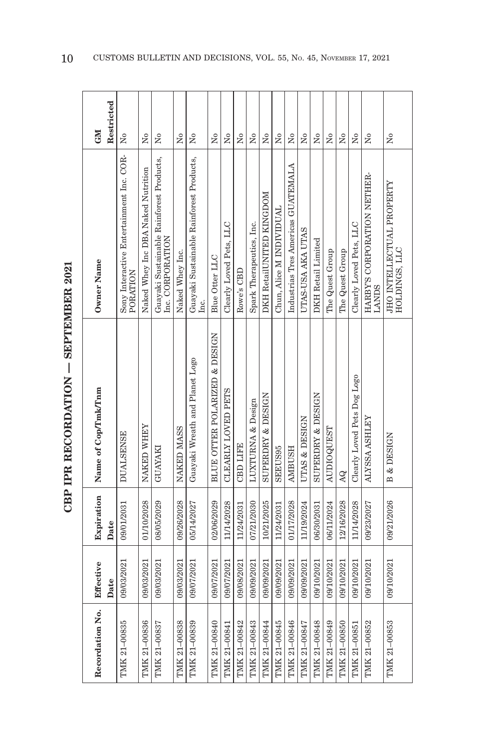# CBP IPR RECORDATION — SEPTEMBER 2021

| Recordation No. | Effective Date | Expiration Date | Name of Cop/Tmk/Tnm | Owner Name | GM Restricted |
|---|---|---|---|---|---|
| TMK 21-00835 | 09/03/2021 | 09/01/2031 | DUALSENSE | Sony Interactive Entertainment Inc. CORPORATION | No |
| TMK 21-00836 | 09/03/2021 | 01/10/2028 | NAKED WHEY | Naked Whey Inc DBA Naked Nutrition | No |
| TMK 21-00837 | 09/03/2021 | 08/05/2029 | GUAYAKI | Guayaki Sustainable Rainforest Products, Inc. CORPORATION | No |
| TMK 21-00838 | 09/03/2021 | 09/26/2028 | NAKED MASS | Naked Whey Inc. | No |
| TMK 21-00839 | 09/07/2021 | 05/14/2027 | Guayaki Wreath and Planet Logo | Guayaki Sustainable Rainforest Products, Inc. | No |
| TMK 21-00840 | 09/07/2021 | 02/06/2029 | BLUE OTTER POLARIZED & DESIGN | Blue Otter LLC | No |
| TMK 21-00841 | 09/07/2021 | 11/14/2028 | CLEARLY LOVED PETS | Clearly Loved Pets, LLC | No |
| TMK 21-00842 | 09/08/2021 | 11/24/2031 | CBD LIFE | Rowe's CBD | No |
| TMK 21-00843 | 09/09/2021 | 07/21/2030 | LUXTURNA & Design | Spark Therapeutics, Inc. | No |
| TMK 21-00844 | 09/09/2021 | 10/21/2025 | SUPERDRY & DESIGN | DKH RetailUNITED KINGDOM | No |
| TMK 21-00845 | 09/09/2021 | 11/24/2031 | SEEUS95 | Chun, Alice M INDIVIDUAL | No |
| TMK 21-00846 | 09/09/2021 | 01/17/2028 | AMBUSH | Industrias Tres Americas GUATEMALA | No |
| TMK 21-00847 | 09/09/2021 | 11/19/2024 | UTAS & DESIGN | UTAS-USA AKA UTAS | No |
| TMK 21-00848 | 09/10/2021 | 06/30/2031 | SUPERDRY & DESIGN | DKH Retail Limited | No |
| TMK 21-00849 | 09/10/2021 | 06/11/2024 | AUDIOQUEST | The Quest Group | No |
| TMK 21-00850 | 09/10/2021 | 12/16/2028 | AQ | The Quest Group | No |
| TMK 21-00851 | 09/10/2021 | 11/14/2028 | Clearly Loved Pets Dog Logo | Clearly Loved Pets, LLC | No |
| TMK 21-00852 | 09/10/2021 | 09/23/2027 | ALYSSA ASHLEY | HARRY'S CORPORATION NETHERLANDS | No |
| TMK 21-00853 | 09/10/2021 | 09/21/2026 | B & DESIGN | JHO INTELLECTUAL PROPERTY HOLDINGS, LLC | No |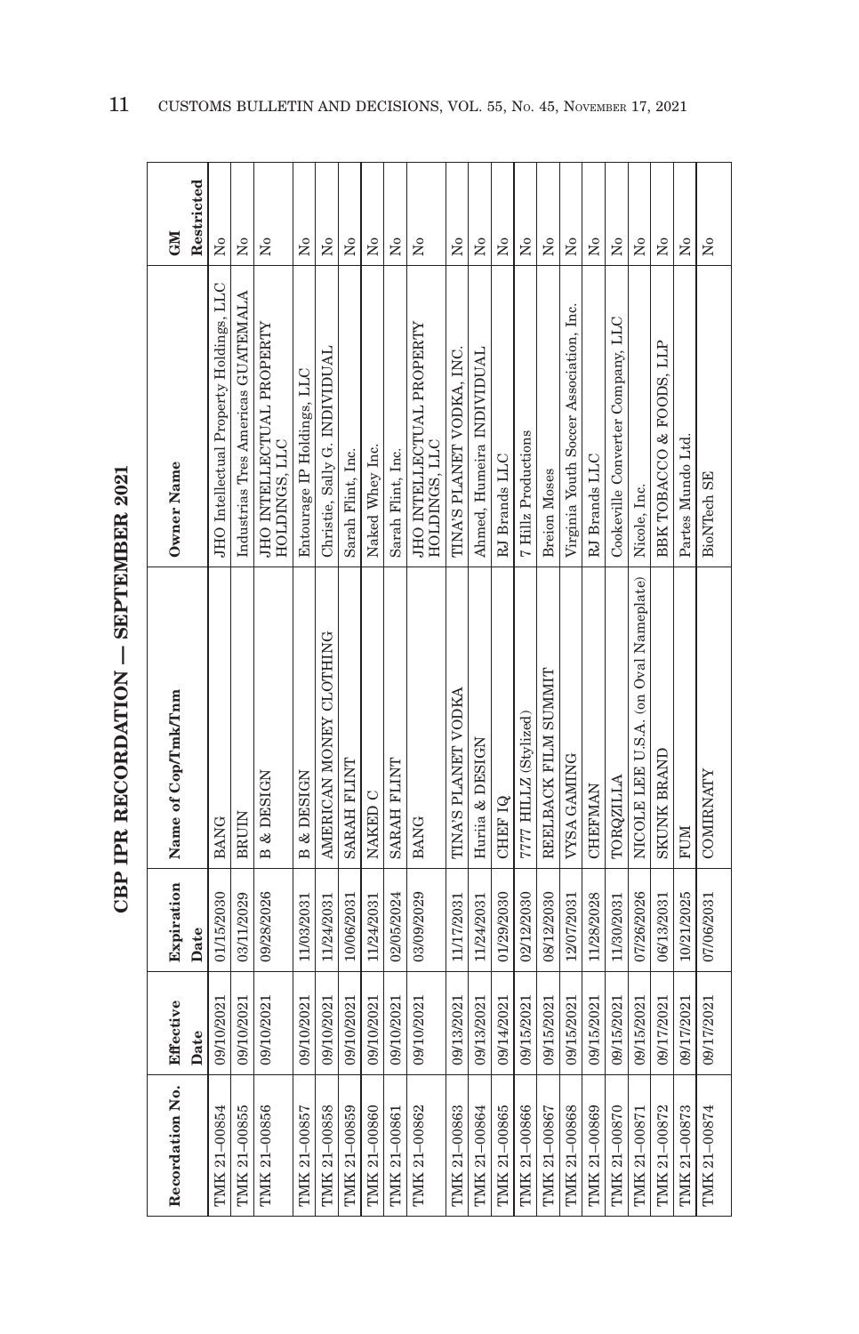# CBP IPR RECORDATION — SEPTEMBER 2021

| Recordation No. | Effective Date | Expiration Date | Name of Cop/Tmk/Tnm | Owner Name | GM Restricted |
|---|---|---|---|---|---|
| TMK 21-00854 | 09/10/2021 | 01/15/2030 | BANG | JHO Intellectual Property Holdings, LLC | No |
| TMK 21-00855 | 09/10/2021 | 03/11/2029 | BRUIN | Industrias Tres Americas GUATEMALA | No |
| TMK 21-00856 | 09/10/2021 | 09/28/2026 | B & DESIGN | JHO INTELLECTUAL PROPERTY HOLDINGS, LLC | No |
| TMK 21-00857 | 09/10/2021 | 11/03/2031 | B & DESIGN | Entourage IP Holdings, LLC | No |
| TMK 21-00858 | 09/10/2021 | 11/24/2031 | AMERICAN MONEY CLOTHING | Christie, Sally G. INDIVIDUAL | No |
| TMK 21-00859 | 09/10/2021 | 10/06/2031 | SARAH FLINT | Sarah Flint, Inc. | No |
| TMK 21-00860 | 09/10/2021 | 11/24/2031 | NAKED C | Naked Whey Inc. | No |
| TMK 21-00861 | 09/10/2021 | 02/05/2024 | SARAH FLINT | Sarah Flint, Inc. | No |
| TMK 21-00862 | 09/10/2021 | 03/09/2029 | BANG | JHO INTELLECTUAL PROPERTY HOLDINGS, LLC | No |
| TMK 21-00863 | 09/13/2021 | 11/17/2031 | TINA'S PLANET VODKA | TINA'S PLANET VODKA, INC. | No |
| TMK 21-00864 | 09/13/2021 | 11/24/2031 | Huriia & DESIGN | Ahmed, Humeira INDIVIDUAL | No |
| TMK 21-00865 | 09/14/2021 | 01/29/2030 | CHEF IQ | RJ Brands LLC | No |
| TMK 21-00866 | 09/15/2021 | 02/12/2030 | 7777 HILLZ (Stylized) | 7 Hillz Productions | No |
| TMK 21-00867 | 09/15/2021 | 08/12/2030 | REELBACK FILM SUMMIT | Breion Moses | No |
| TMK 21-00868 | 09/15/2021 | 12/07/2031 | VYSA GAMING | Virginia Youth Soccer Association, Inc. | No |
| TMK 21-00869 | 09/15/2021 | 11/28/2028 | CHEFMAN | RJ Brands LLC | No |
| TMK 21-00870 | 09/15/2021 | 11/30/2031 | TORQZILLA | Cookeville Converter Company, LLC | No |
| TMK 21-00871 | 09/15/2021 | 07/26/2026 | NICOLE LEE U.S.A. (on Oval Nameplate) | Nicole, Inc. | No |
| TMK 21-00872 | 09/17/2021 | 06/13/2031 | SKUNK BRAND | BBK TOBACCO & FOODS, LLP | No |
| TMK 21-00873 | 09/17/2021 | 10/21/2025 | FUM | Partes Mundo Ltd. | No |
| TMK 21-00874 | 09/17/2021 | 07/06/2031 | COMIRNATY | BioNTech SE | No |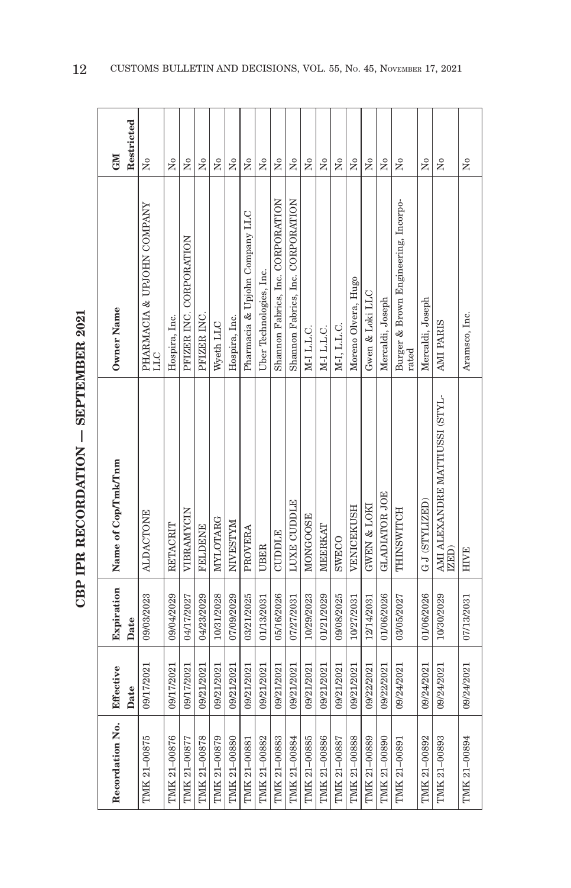# CBP IPR RECORDATION — SEPTEMBER 2021

| Recordation No. | Effective Date | Expiration Date | Name of Cop/Tmk/Tnm | Owner Name | GM Restricted |
|---|---|---|---|---|---|
| TMK 21-00875 | 09/17/2021 | 09/03/2023 | ALDACTONE | PHARMACIA & UPJOHN COMPANY LLC | No |
| TMK 21-00876 | 09/17/2021 | 09/04/2029 | RETACRIT | Hospira, Inc. | No |
| TMK 21-00877 | 09/17/2021 | 04/17/2027 | VIBRAMYCIN | PFIZER INC. CORPORATION | No |
| TMK 21-00878 | 09/21/2021 | 04/23/2029 | FELDENE | PFIZER INC. | No |
| TMK 21-00879 | 09/21/2021 | 10/31/2028 | MYLOTARG | Wyeth LLC | No |
| TMK 21-00880 | 09/21/2021 | 07/09/2029 | NIVESTYM | Hospira, Inc. | No |
| TMK 21-00881 | 09/21/2021 | 03/21/2025 | PROVERA | Pharmacia & Upjohn Company LLC | No |
| TMK 21-00882 | 09/21/2021 | 01/13/2031 | UBER | Uber Technologies, Inc. | No |
| TMK 21-00883 | 09/21/2021 | 05/16/2026 | CUDDLE | Shannon Fabrics, Inc. CORPORATION | No |
| TMK 21-00884 | 09/21/2021 | 07/27/2031 | LUXE CUDDLE | Shannon Fabrics, Inc. CORPORATION | No |
| TMK 21-00885 | 09/21/2021 | 10/29/2023 | MONGOOSE | M-I L.L.C. | No |
| TMK 21-00886 | 09/21/2021 | 01/21/2029 | MEERKAT | M-I L.L.C. | No |
| TMK 21-00887 | 09/21/2021 | 09/08/2025 | SWECO | M-I, L.L.C. | No |
| TMK 21-00888 | 09/21/2021 | 10/27/2031 | VENICEKUSH | Moreno Olvera, Hugo | No |
| TMK 21-00889 | 09/22/2021 | 12/14/2031 | GWEN & LOKI | Gwen & Loki LLC | No |
| TMK 21-00890 | 09/22/2021 | 01/06/2026 | GLADIATOR JOE | Mercaldi, Joseph | No |
| TMK 21-00891 | 09/24/2021 | 03/05/2027 | THINSWITCH | Burger & Brown Engineering, Incorporated | No |
| TMK 21-00892 | 09/24/2021 | 01/06/2026 | G J (STYLIZED) | Mercaldi, Joseph | No |
| TMK 21-00893 | 09/24/2021 | 10/30/2029 | AMI ALEXANDRE MATTIUSSI (STYLIZED) | AMI PARIS | No |
| TMK 21-00894 | 09/24/2021 | 07/13/2031 | HIVE | Aramsco, Inc. | No |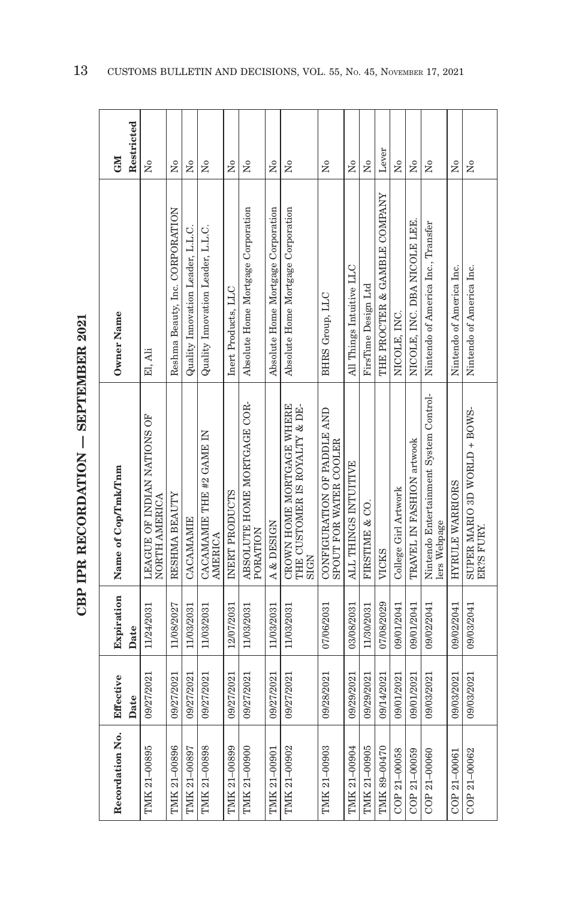# CBP IPR RECORDATION — SEPTEMBER 2021

| Recordation No. | Effective Date | Expiration Date | Name of Cop/Tmk/Tnm | Owner Name | GM Restricted |
|---|---|---|---|---|---|
| TMK 21-00895 | 09/27/2021 | 11/24/2031 | LEAGUE OF INDIAN NATIONS OF NORTH AMERICA | El, Ali | No |
| TMK 21-00896 | 09/27/2021 | 11/08/2027 | RESHMA BEAUTY | Reshma Beauty, Inc. CORPORATION | No |
| TMK 21-00897 | 09/27/2021 | 11/03/2031 | CACAMAMIE | Quality Innovation Leader, L.L.C. | No |
| TMK 21-00898 | 09/27/2021 | 11/03/2031 | CACAMAMIE THE #2 GAME IN AMERICA | Quality Innovation Leader, L.L.C. | No |
| TMK 21-00899 | 09/27/2021 | 12/07/2031 | INERT PRODUCTS | Inert Products, LLC | No |
| TMK 21-00900 | 09/27/2021 | 11/03/2031 | ABSOLUTE HOME MORTGAGE CORPORATION | Absolute Home Mortgage Corporation | No |
| TMK 21-00901 | 09/27/2021 | 11/03/2031 | A & DESIGN | Absolute Home Mortgage Corporation | No |
| TMK 21-00902 | 09/27/2021 | 11/03/2031 | CROWN HOME MORTGAGE WHERE THE CUSTOMER IS ROYALTY & DESIGN | Absolute Home Mortgage Corporation | No |
| TMK 21-00903 | 09/28/2021 | 07/06/2031 | CONFIGURATION OF PADDLE AND SPOUT FOR WATER COOLER | BHRS Group, LLC | No |
| TMK 21-00904 | 09/29/2021 | 03/08/2031 | ALL THINGS INTUITIVE | All Things Intuitive LLC | No |
| TMK 21-00905 | 09/29/2021 | 11/30/2031 | FIRSTIME & CO. | FirsTime Design Ltd | No |
| TMK 89-00470 | 09/14/2021 | 07/08/2029 | VICKS | THE PROCTER & GAMBLE COMPANY | Lever |
| COP 21-00058 | 09/01/2021 | 09/01/2041 | College Girl Artwork | NICOLE, INC. | No |
| COP 21-00059 | 09/01/2021 | 09/01/2041 | TRAVEL IN FASHION artwook | NICOLE, INC. DBA NICOLE LEE | No |
| COP 21-00060 | 09/03/2021 | 09/02/2041 | Nintendo Entertainment System Controllers Webpage | Nintendo of America Inc., Transfer | No |
| COP 21-00061 | 09/03/2021 | 09/02/2041 | HYRULE WARRIORS | Nintendo of America Inc. | No |
| COP 21-00062 | 09/03/2021 | 09/03/2041 | SUPER MARIO 3D WORLD + BOWSER?S FURY. | Nintendo of America Inc. | No |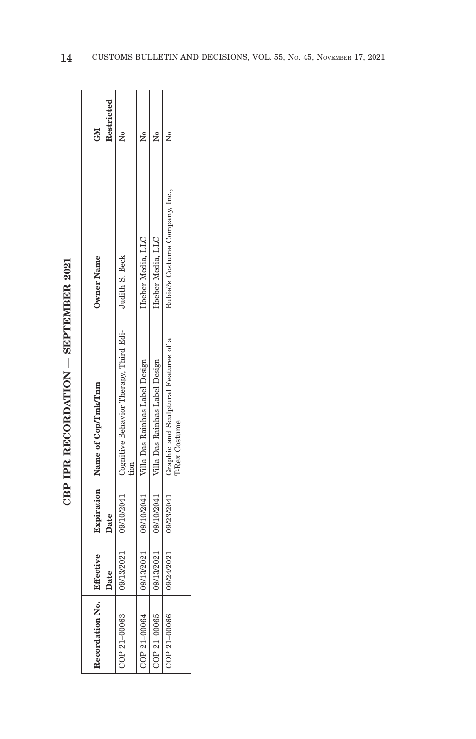# CBP IPR RECORDATION — SEPTEMBER 2021

| Recordation No. | Effective Date | Expiration Date | Name of Cop/Tmk/Tnm | Owner Name | GM Restricted |
|---|---|---|---|---|---|
| COP 21–00063 | 09/13/2021 | 09/10/2041 | Cognitive Behavior Therapy, Third Edition | Judith S. Beck | No |
| COP 21–00064 | 09/13/2021 | 09/10/2041 | Villa Das Rainhas Label Design | Hoeber Media, LLC | No |
| COP 21–00065 | 09/13/2021 | 09/10/2041 | Villa Das Rainhas Label Design | Hoeber Media, LLC | No |
| COP 21–00066 | 09/24/2021 | 09/23/2041 | Graphic and Sculptural Features of a T-Rex Costume | Rubie?s Costume Company, Inc., | No |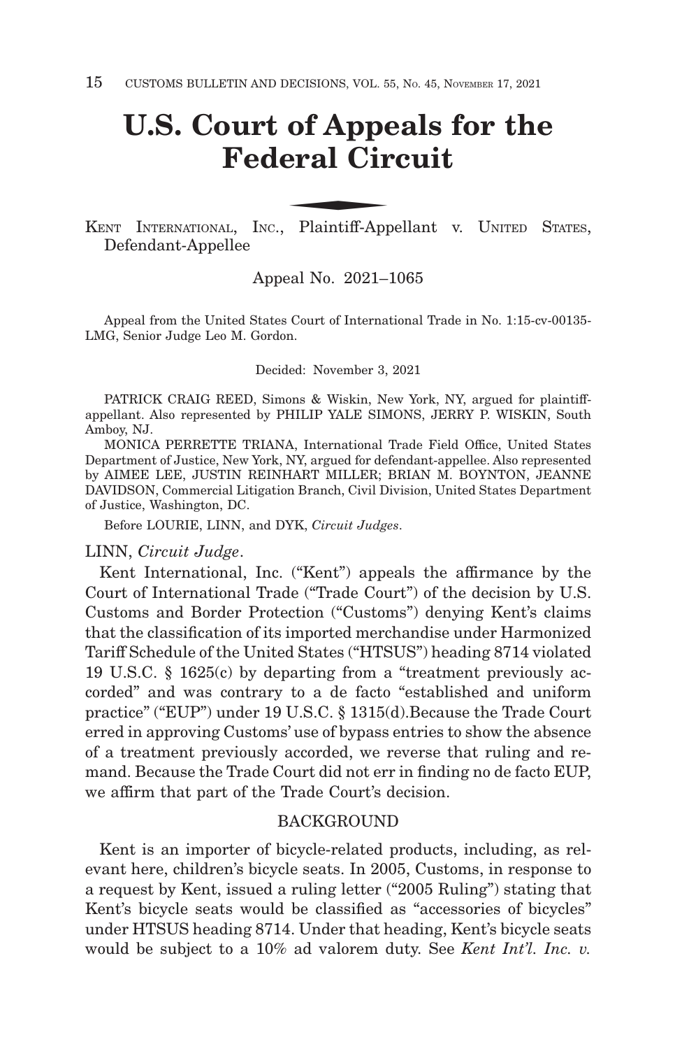# U.S. Court of Appeals for the Federal Circuit

KENT INTERNATIONAL, INC., Plaintiff-Appellant v. UNITED STATES, Defendant-Appellee

Appeal No. 2021–1065

Appeal from the United States Court of International Trade in No. 1:15-cv-00135-LMG, Senior Judge Leo M. Gordon.

Decided: November 3, 2021

PATRICK CRAIG REED, Simons & Wiskin, New York, NY, argued for plaintiff-appellant. Also represented by PHILIP YALE SIMONS, JERRY P. WISKIN, South Amboy, NJ.

MONICA PERRETTE TRIANA, International Trade Field Office, United States Department of Justice, New York, NY, argued for defendant-appellee. Also represented by AIMEE LEE, JUSTIN REINHART MILLER; BRIAN M. BOYNTON, JEANNE DAVIDSON, Commercial Litigation Branch, Civil Division, United States Department of Justice, Washington, DC.

Before LOURIE, LINN, and DYK, *Circuit Judges*.

LINN, *Circuit Judge*.

Kent International, Inc. ("Kent") appeals the affirmance by the Court of International Trade ("Trade Court") of the decision by U.S. Customs and Border Protection ("Customs") denying Kent's claims that the classification of its imported merchandise under Harmonized Tariff Schedule of the United States ("HTSUS") heading 8714 violated 19 U.S.C. § 1625(c) by departing from a "treatment previously accorded" and was contrary to a de facto "established and uniform practice" ("EUP") under 19 U.S.C. § 1315(d).Because the Trade Court erred in approving Customs' use of bypass entries to show the absence of a treatment previously accorded, we reverse that ruling and remand. Because the Trade Court did not err in finding no de facto EUP, we affirm that part of the Trade Court's decision.

## BACKGROUND

Kent is an importer of bicycle-related products, including, as relevant here, children's bicycle seats. In 2005, Customs, in response to a request by Kent, issued a ruling letter ("2005 Ruling") stating that Kent's bicycle seats would be classified as "accessories of bicycles" under HTSUS heading 8714. Under that heading, Kent's bicycle seats would be subject to a 10% ad valorem duty. See *Kent Int'l. Inc. v.*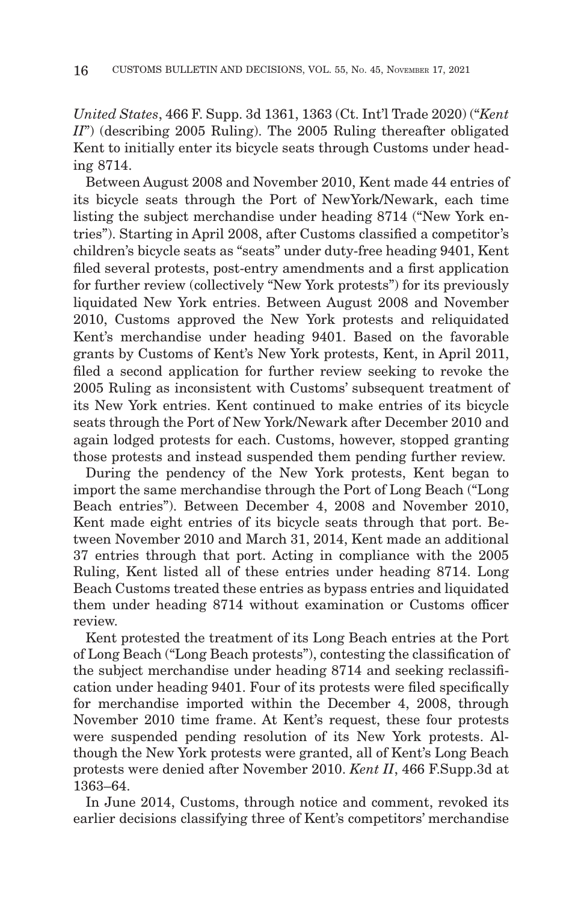*United States*, 466 F. Supp. 3d 1361, 1363 (Ct. Int'l Trade 2020) ("*Kent II*") (describing 2005 Ruling). The 2005 Ruling thereafter obligated Kent to initially enter its bicycle seats through Customs under heading 8714.

Between August 2008 and November 2010, Kent made 44 entries of its bicycle seats through the Port of NewYork/Newark, each time listing the subject merchandise under heading 8714 ("New York entries"). Starting in April 2008, after Customs classified a competitor's children's bicycle seats as "seats" under duty-free heading 9401, Kent filed several protests, post-entry amendments and a first application for further review (collectively "New York protests") for its previously liquidated New York entries. Between August 2008 and November 2010, Customs approved the New York protests and reliquidated Kent's merchandise under heading 9401. Based on the favorable grants by Customs of Kent's New York protests, Kent, in April 2011, filed a second application for further review seeking to revoke the 2005 Ruling as inconsistent with Customs' subsequent treatment of its New York entries. Kent continued to make entries of its bicycle seats through the Port of New York/Newark after December 2010 and again lodged protests for each. Customs, however, stopped granting those protests and instead suspended them pending further review.

During the pendency of the New York protests, Kent began to import the same merchandise through the Port of Long Beach ("Long Beach entries"). Between December 4, 2008 and November 2010, Kent made eight entries of its bicycle seats through that port. Between November 2010 and March 31, 2014, Kent made an additional 37 entries through that port. Acting in compliance with the 2005 Ruling, Kent listed all of these entries under heading 8714. Long Beach Customs treated these entries as bypass entries and liquidated them under heading 8714 without examination or Customs officer review.

Kent protested the treatment of its Long Beach entries at the Port of Long Beach ("Long Beach protests"), contesting the classification of the subject merchandise under heading 8714 and seeking reclassification under heading 9401. Four of its protests were filed specifically for merchandise imported within the December 4, 2008, through November 2010 time frame. At Kent's request, these four protests were suspended pending resolution of its New York protests. Although the New York protests were granted, all of Kent's Long Beach protests were denied after November 2010. *Kent II*, 466 F.Supp.3d at 1363–64.

In June 2014, Customs, through notice and comment, revoked its earlier decisions classifying three of Kent's competitors' merchandise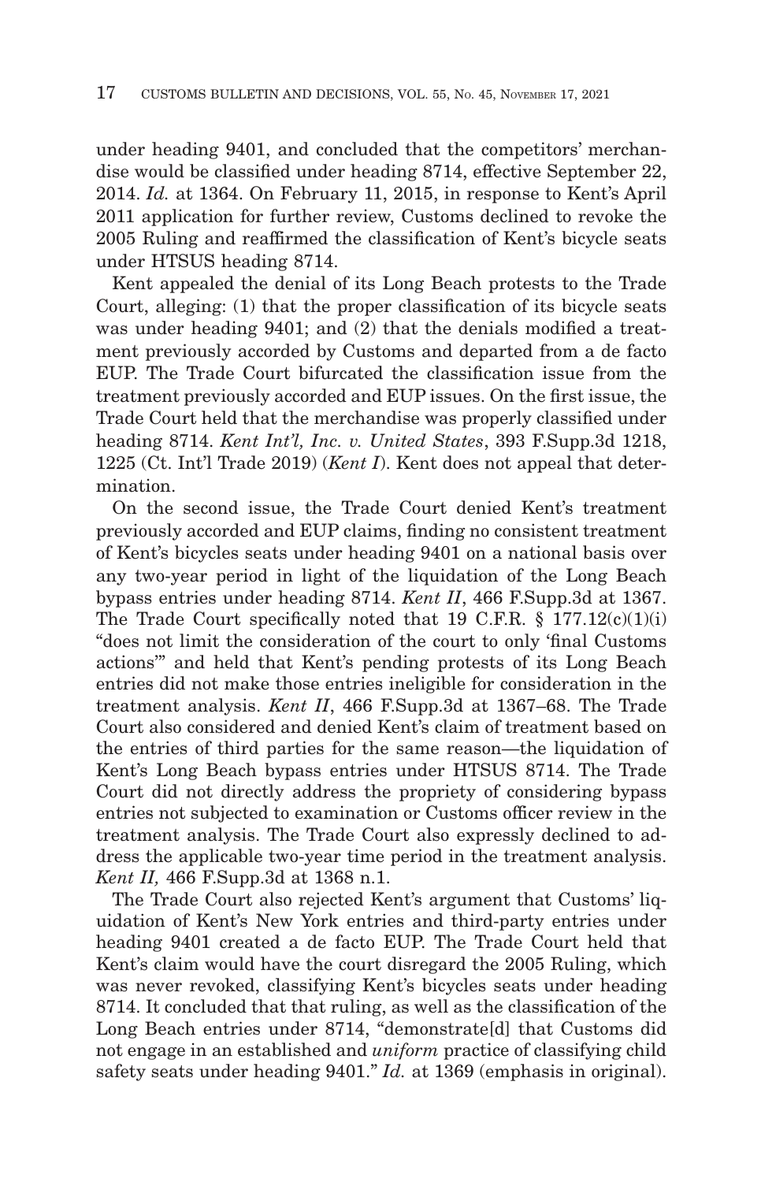under heading 9401, and concluded that the competitors' merchandise would be classified under heading 8714, effective September 22, 2014. *Id.* at 1364. On February 11, 2015, in response to Kent's April 2011 application for further review, Customs declined to revoke the 2005 Ruling and reaffirmed the classification of Kent's bicycle seats under HTSUS heading 8714.

Kent appealed the denial of its Long Beach protests to the Trade Court, alleging: (1) that the proper classification of its bicycle seats was under heading 9401; and (2) that the denials modified a treatment previously accorded by Customs and departed from a de facto EUP. The Trade Court bifurcated the classification issue from the treatment previously accorded and EUP issues. On the first issue, the Trade Court held that the merchandise was properly classified under heading 8714. *Kent Int'l, Inc. v. United States*, 393 F.Supp.3d 1218, 1225 (Ct. Int'l Trade 2019) (*Kent I*). Kent does not appeal that determination.

On the second issue, the Trade Court denied Kent's treatment previously accorded and EUP claims, finding no consistent treatment of Kent's bicycles seats under heading 9401 on a national basis over any two-year period in light of the liquidation of the Long Beach bypass entries under heading 8714. *Kent II*, 466 F.Supp.3d at 1367. The Trade Court specifically noted that 19 C.F.R. § 177.12(c)(1)(i) "does not limit the consideration of the court to only 'final Customs actions'" and held that Kent's pending protests of its Long Beach entries did not make those entries ineligible for consideration in the treatment analysis. *Kent II*, 466 F.Supp.3d at 1367–68. The Trade Court also considered and denied Kent's claim of treatment based on the entries of third parties for the same reason—the liquidation of Kent's Long Beach bypass entries under HTSUS 8714. The Trade Court did not directly address the propriety of considering bypass entries not subjected to examination or Customs officer review in the treatment analysis. The Trade Court also expressly declined to address the applicable two-year time period in the treatment analysis. *Kent II,* 466 F.Supp.3d at 1368 n.1.

The Trade Court also rejected Kent's argument that Customs' liquidation of Kent's New York entries and third-party entries under heading 9401 created a de facto EUP. The Trade Court held that Kent's claim would have the court disregard the 2005 Ruling, which was never revoked, classifying Kent's bicycles seats under heading 8714. It concluded that that ruling, as well as the classification of the Long Beach entries under 8714, "demonstrate[d] that Customs did not engage in an established and *uniform* practice of classifying child safety seats under heading 9401." *Id.* at 1369 (emphasis in original).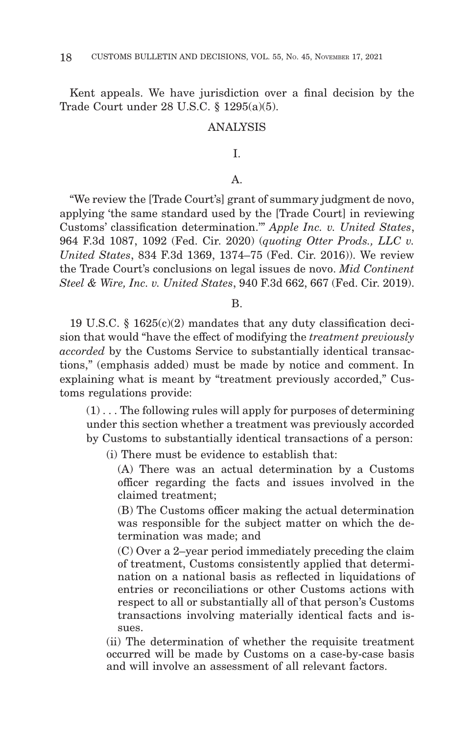Kent appeals. We have jurisdiction over a final decision by the Trade Court under 28 U.S.C. § 1295(a)(5).

## ANALYSIS

### I.

#### A.

"We review the [Trade Court's] grant of summary judgment de novo, applying 'the same standard used by the [Trade Court] in reviewing Customs' classification determination.'" *Apple Inc. v. United States*, 964 F.3d 1087, 1092 (Fed. Cir. 2020) (*quoting Otter Prods., LLC v. United States*, 834 F.3d 1369, 1374–75 (Fed. Cir. 2016)). We review the Trade Court's conclusions on legal issues de novo. *Mid Continent Steel & Wire, Inc. v. United States*, 940 F.3d 662, 667 (Fed. Cir. 2019).

#### B.

19 U.S.C. § 1625(c)(2) mandates that any duty classification decision that would "have the effect of modifying the *treatment previously accorded* by the Customs Service to substantially identical transactions," (emphasis added) must be made by notice and comment. In explaining what is meant by "treatment previously accorded," Customs regulations provide:

> (1) . . . The following rules will apply for purposes of determining under this section whether a treatment was previously accorded by Customs to substantially identical transactions of a person:
>
> (i) There must be evidence to establish that:
>
> (A) There was an actual determination by a Customs officer regarding the facts and issues involved in the claimed treatment;
>
> (B) The Customs officer making the actual determination was responsible for the subject matter on which the determination was made; and
>
> (C) Over a 2–year period immediately preceding the claim of treatment, Customs consistently applied that determination on a national basis as reflected in liquidations of entries or reconciliations or other Customs actions with respect to all or substantially all of that person's Customs transactions involving materially identical facts and issues.
>
> (ii) The determination of whether the requisite treatment occurred will be made by Customs on a case-by-case basis and will involve an assessment of all relevant factors.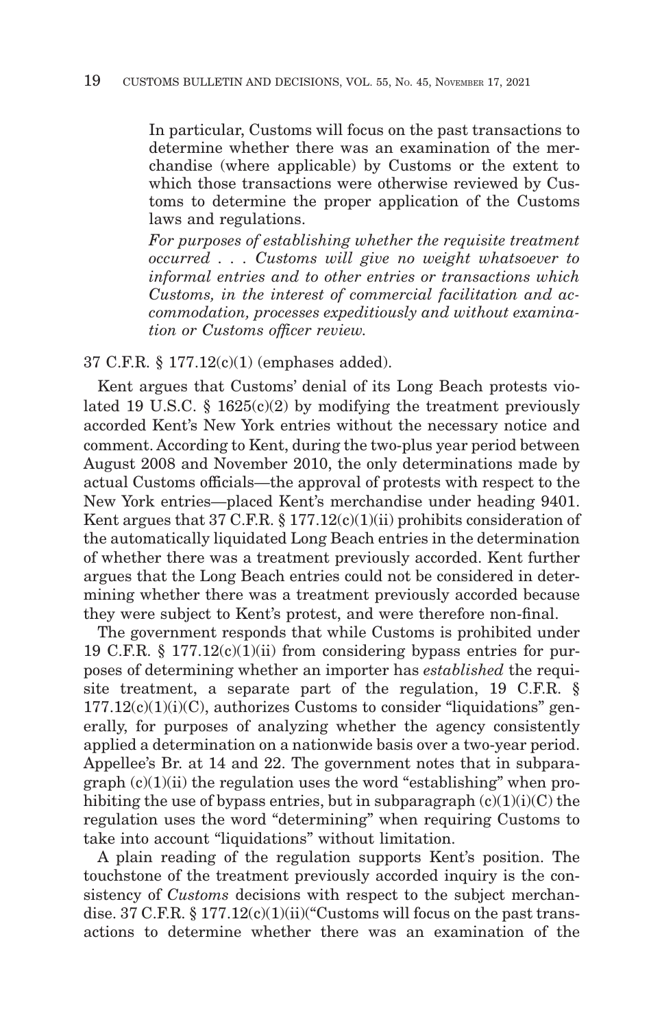> In particular, Customs will focus on the past transactions to determine whether there was an examination of the merchandise (where applicable) by Customs or the extent to which those transactions were otherwise reviewed by Customs to determine the proper application of the Customs laws and regulations.
>
> *For purposes of establishing whether the requisite treatment occurred . . . Customs will give no weight whatsoever to informal entries and to other entries or transactions which Customs, in the interest of commercial facilitation and accommodation, processes expeditiously and without examination or Customs officer review.*

37 C.F.R. § 177.12(c)(1) (emphases added).

Kent argues that Customs' denial of its Long Beach protests violated 19 U.S.C. § 1625(c)(2) by modifying the treatment previously accorded Kent's New York entries without the necessary notice and comment. According to Kent, during the two-plus year period between August 2008 and November 2010, the only determinations made by actual Customs officials—the approval of protests with respect to the New York entries—placed Kent's merchandise under heading 9401. Kent argues that 37 C.F.R. § 177.12(c)(1)(ii) prohibits consideration of the automatically liquidated Long Beach entries in the determination of whether there was a treatment previously accorded. Kent further argues that the Long Beach entries could not be considered in determining whether there was a treatment previously accorded because they were subject to Kent's protest, and were therefore non-final.

The government responds that while Customs is prohibited under 19 C.F.R. § 177.12(c)(1)(ii) from considering bypass entries for purposes of determining whether an importer has *established* the requisite treatment, a separate part of the regulation, 19 C.F.R. § 177.12(c)(1)(i)(C), authorizes Customs to consider "liquidations" generally, for purposes of analyzing whether the agency consistently applied a determination on a nationwide basis over a two-year period. Appellee's Br. at 14 and 22. The government notes that in subparagraph (c)(1)(ii) the regulation uses the word "establishing" when prohibiting the use of bypass entries, but in subparagraph (c)(1)(i)(C) the regulation uses the word "determining" when requiring Customs to take into account "liquidations" without limitation.

A plain reading of the regulation supports Kent's position. The touchstone of the treatment previously accorded inquiry is the consistency of *Customs* decisions with respect to the subject merchandise. 37 C.F.R. § 177.12(c)(1)(ii)("Customs will focus on the past transactions to determine whether there was an examination of the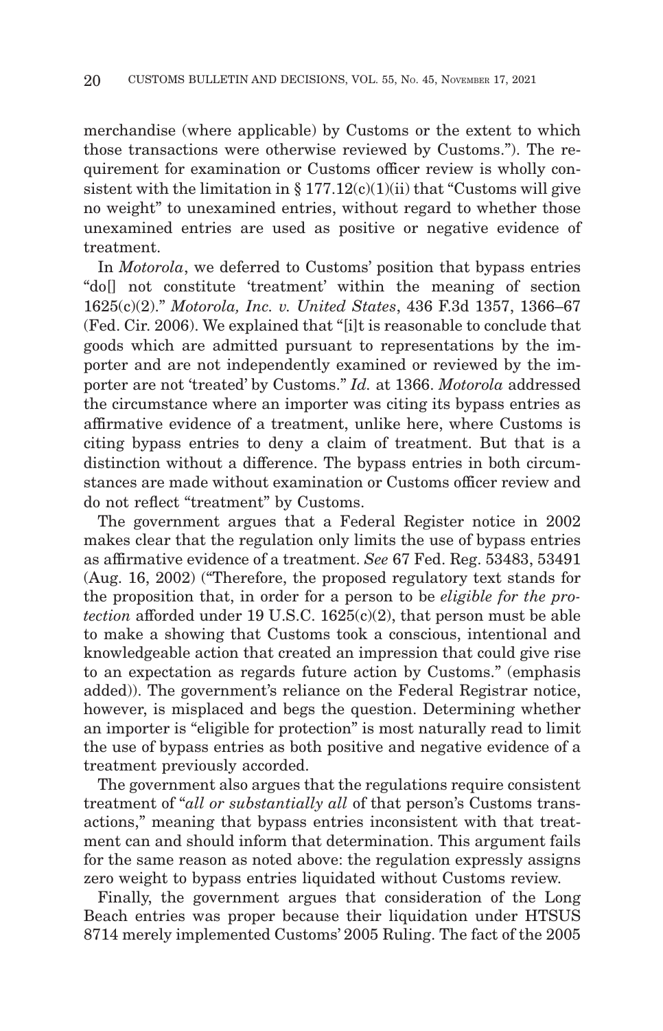merchandise (where applicable) by Customs or the extent to which those transactions were otherwise reviewed by Customs."). The requirement for examination or Customs officer review is wholly consistent with the limitation in § 177.12(c)(1)(ii) that "Customs will give no weight" to unexamined entries, without regard to whether those unexamined entries are used as positive or negative evidence of treatment.

In *Motorola*, we deferred to Customs' position that bypass entries "do[] not constitute 'treatment' within the meaning of section 1625(c)(2)." *Motorola, Inc. v. United States*, 436 F.3d 1357, 1366–67 (Fed. Cir. 2006). We explained that "[i]t is reasonable to conclude that goods which are admitted pursuant to representations by the importer and are not independently examined or reviewed by the importer are not 'treated' by Customs." *Id.* at 1366. *Motorola* addressed the circumstance where an importer was citing its bypass entries as affirmative evidence of a treatment, unlike here, where Customs is citing bypass entries to deny a claim of treatment. But that is a distinction without a difference. The bypass entries in both circumstances are made without examination or Customs officer review and do not reflect "treatment" by Customs.

The government argues that a Federal Register notice in 2002 makes clear that the regulation only limits the use of bypass entries as affirmative evidence of a treatment. *See* 67 Fed. Reg. 53483, 53491 (Aug. 16, 2002) ("Therefore, the proposed regulatory text stands for the proposition that, in order for a person to be *eligible for the protection* afforded under 19 U.S.C. 1625(c)(2), that person must be able to make a showing that Customs took a conscious, intentional and knowledgeable action that created an impression that could give rise to an expectation as regards future action by Customs." (emphasis added)). The government's reliance on the Federal Registrar notice, however, is misplaced and begs the question. Determining whether an importer is "eligible for protection" is most naturally read to limit the use of bypass entries as both positive and negative evidence of a treatment previously accorded.

The government also argues that the regulations require consistent treatment of "*all or substantially all* of that person's Customs transactions," meaning that bypass entries inconsistent with that treatment can and should inform that determination. This argument fails for the same reason as noted above: the regulation expressly assigns zero weight to bypass entries liquidated without Customs review.

Finally, the government argues that consideration of the Long Beach entries was proper because their liquidation under HTSUS 8714 merely implemented Customs' 2005 Ruling. The fact of the 2005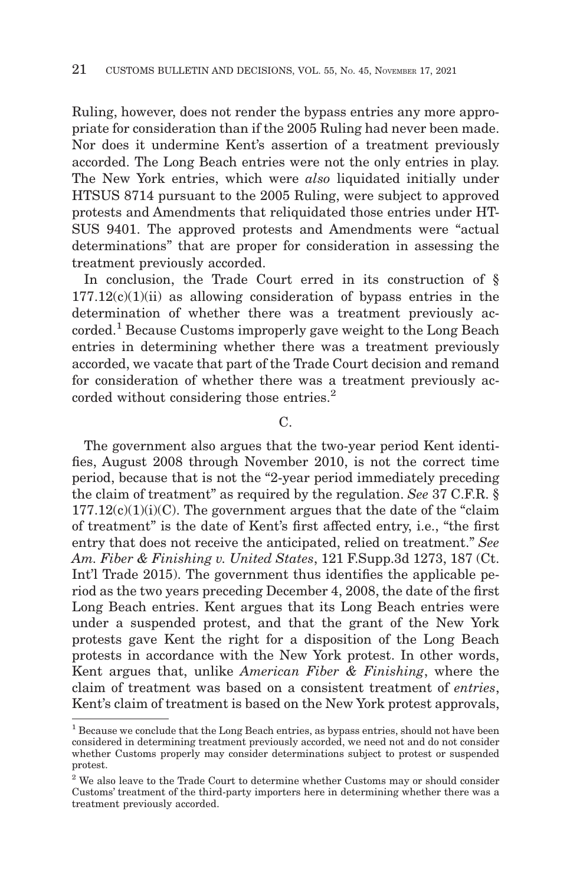Ruling, however, does not render the bypass entries any more appropriate for consideration than if the 2005 Ruling had never been made. Nor does it undermine Kent's assertion of a treatment previously accorded. The Long Beach entries were not the only entries in play. The New York entries, which were *also* liquidated initially under HTSUS 8714 pursuant to the 2005 Ruling, were subject to approved protests and Amendments that reliquidated those entries under HTSUS 9401. The approved protests and Amendments were "actual determinations" that are proper for consideration in assessing the treatment previously accorded.

In conclusion, the Trade Court erred in its construction of § 177.12(c)(1)(ii) as allowing consideration of bypass entries in the determination of whether there was a treatment previously accorded.[1] Because Customs improperly gave weight to the Long Beach entries in determining whether there was a treatment previously accorded, we vacate that part of the Trade Court decision and remand for consideration of whether there was a treatment previously accorded without considering those entries.[2]

C.

The government also argues that the two-year period Kent identifies, August 2008 through November 2010, is not the correct time period, because that is not the "2-year period immediately preceding the claim of treatment" as required by the regulation. *See* 37 C.F.R. § 177.12(c)(1)(i)(C). The government argues that the date of the "claim of treatment" is the date of Kent's first affected entry, i.e., "the first entry that does not receive the anticipated, relied on treatment." *See Am. Fiber & Finishing v. United States*, 121 F.Supp.3d 1273, 187 (Ct. Int'l Trade 2015). The government thus identifies the applicable period as the two years preceding December 4, 2008, the date of the first Long Beach entries. Kent argues that its Long Beach entries were under a suspended protest, and that the grant of the New York protests gave Kent the right for a disposition of the Long Beach protests in accordance with the New York protest. In other words, Kent argues that, unlike *American Fiber & Finishing*, where the claim of treatment was based on a consistent treatment of *entries*, Kent's claim of treatment is based on the New York protest approvals,

---

[1] Because we conclude that the Long Beach entries, as bypass entries, should not have been considered in determining treatment previously accorded, we need not and do not consider whether Customs properly may consider determinations subject to protest or suspended protest.

[2] We also leave to the Trade Court to determine whether Customs may or should consider Customs' treatment of the third-party importers here in determining whether there was a treatment previously accorded.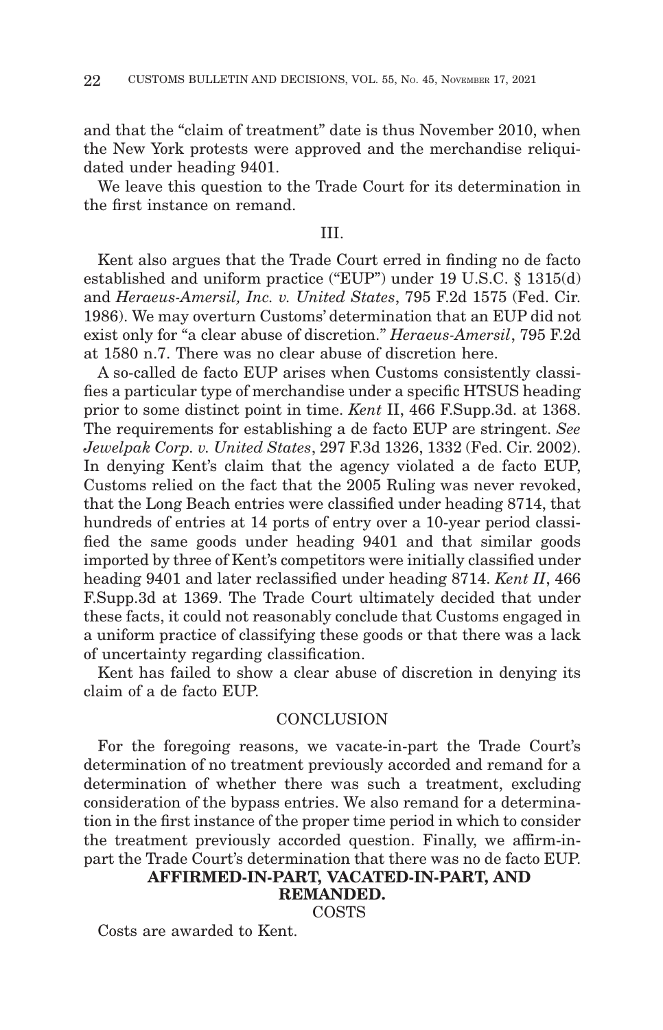and that the "claim of treatment" date is thus November 2010, when the New York protests were approved and the merchandise reliquidated under heading 9401.

We leave this question to the Trade Court for its determination in the first instance on remand.

III.

Kent also argues that the Trade Court erred in finding no de facto established and uniform practice ("EUP") under 19 U.S.C. § 1315(d) and *Heraeus-Amersil, Inc. v. United States*, 795 F.2d 1575 (Fed. Cir. 1986). We may overturn Customs' determination that an EUP did not exist only for "a clear abuse of discretion." *Heraeus-Amersil*, 795 F.2d at 1580 n.7. There was no clear abuse of discretion here.

A so-called de facto EUP arises when Customs consistently classifies a particular type of merchandise under a specific HTSUS heading prior to some distinct point in time. *Kent* II, 466 F.Supp.3d. at 1368. The requirements for establishing a de facto EUP are stringent. *See Jewelpak Corp. v. United States*, 297 F.3d 1326, 1332 (Fed. Cir. 2002). In denying Kent's claim that the agency violated a de facto EUP, Customs relied on the fact that the 2005 Ruling was never revoked, that the Long Beach entries were classified under heading 8714, that hundreds of entries at 14 ports of entry over a 10-year period classified the same goods under heading 9401 and that similar goods imported by three of Kent's competitors were initially classified under heading 9401 and later reclassified under heading 8714. *Kent II*, 466 F.Supp.3d at 1369. The Trade Court ultimately decided that under these facts, it could not reasonably conclude that Customs engaged in a uniform practice of classifying these goods or that there was a lack of uncertainty regarding classification.

Kent has failed to show a clear abuse of discretion in denying its claim of a de facto EUP.

## CONCLUSION

For the foregoing reasons, we vacate-in-part the Trade Court's determination of no treatment previously accorded and remand for a determination of whether there was such a treatment, excluding consideration of the bypass entries. We also remand for a determination in the first instance of the proper time period in which to consider the treatment previously accorded question. Finally, we affirm-in-part the Trade Court's determination that there was no de facto EUP.

**AFFIRMED-IN-PART, VACATED-IN-PART, AND REMANDED.**

COSTS

Costs are awarded to Kent.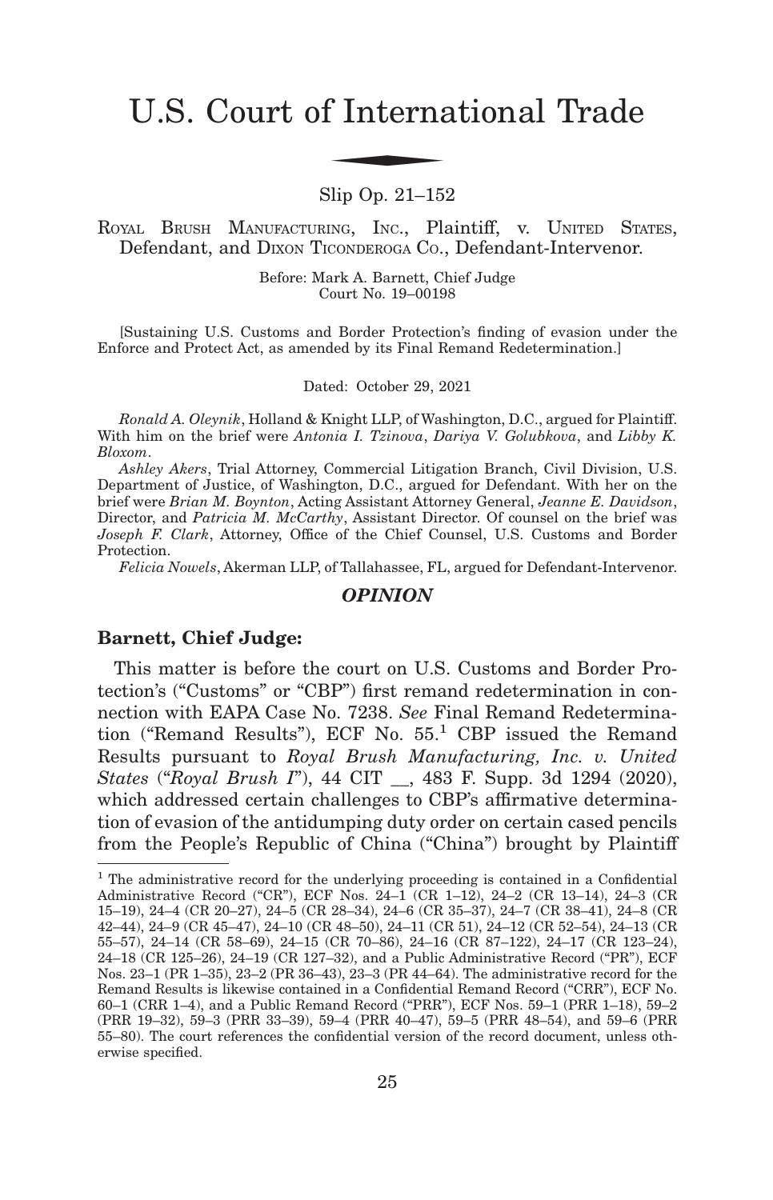# U.S. Court of International Trade

Slip Op. 21–152

ROYAL BRUSH MANUFACTURING, INC., Plaintiff, v. UNITED STATES, Defendant, and DIXON TICONDEROGA CO., Defendant-Intervenor.

Before: Mark A. Barnett, Chief Judge
Court No. 19–00198

[Sustaining U.S. Customs and Border Protection's finding of evasion under the Enforce and Protect Act, as amended by its Final Remand Redetermination.]

Dated: October 29, 2021

*Ronald A. Oleynik*, Holland & Knight LLP, of Washington, D.C., argued for Plaintiff. With him on the brief were *Antonia I. Tzinova*, *Dariya V. Golubkova*, and *Libby K. Bloxom*.

*Ashley Akers*, Trial Attorney, Commercial Litigation Branch, Civil Division, U.S. Department of Justice, of Washington, D.C., argued for Defendant. With her on the brief were *Brian M. Boynton*, Acting Assistant Attorney General, *Jeanne E. Davidson*, Director, and *Patricia M. McCarthy*, Assistant Director. Of counsel on the brief was *Joseph F. Clark*, Attorney, Office of the Chief Counsel, U.S. Customs and Border Protection.

*Felicia Nowels*, Akerman LLP, of Tallahassee, FL, argued for Defendant-Intervenor.

## *OPINION*

**Barnett, Chief Judge:**

This matter is before the court on U.S. Customs and Border Protection's ("Customs" or "CBP") first remand redetermination in connection with EAPA Case No. 7238. *See* Final Remand Redetermination ("Remand Results"), ECF No. 55.[1] CBP issued the Remand Results pursuant to *Royal Brush Manufacturing, Inc. v. United States* ("*Royal Brush I*"), 44 CIT __, 483 F. Supp. 3d 1294 (2020), which addressed certain challenges to CBP's affirmative determination of evasion of the antidumping duty order on certain cased pencils from the People's Republic of China ("China") brought by Plaintiff

[1] The administrative record for the underlying proceeding is contained in a Confidential Administrative Record ("CR"), ECF Nos. 24–1 (CR 1–12), 24–2 (CR 13–14), 24–3 (CR 15–19), 24–4 (CR 20–27), 24–5 (CR 28–34), 24–6 (CR 35–37), 24–7 (CR 38–41), 24–8 (CR 42–44), 24–9 (CR 45–47), 24–10 (CR 48–50), 24–11 (CR 51), 24–12 (CR 52–54), 24–13 (CR 55–57), 24–14 (CR 58–69), 24–15 (CR 70–86), 24–16 (CR 87–122), 24–17 (CR 123–24), 24–18 (CR 125–26), 24–19 (CR 127–32), and a Public Administrative Record ("PR"), ECF Nos. 23–1 (PR 1–35), 23–2 (PR 36–43), 23–3 (PR 44–64). The administrative record for the Remand Results is likewise contained in a Confidential Remand Record ("CRR"), ECF No. 60–1 (CRR 1–4), and a Public Remand Record ("PRR"), ECF Nos. 59–1 (PRR 1–18), 59–2 (PRR 19–32), 59–3 (PRR 33–39), 59–4 (PRR 40–47), 59–5 (PRR 48–54), and 59–6 (PRR 55–80). The court references the confidential version of the record document, unless otherwise specified.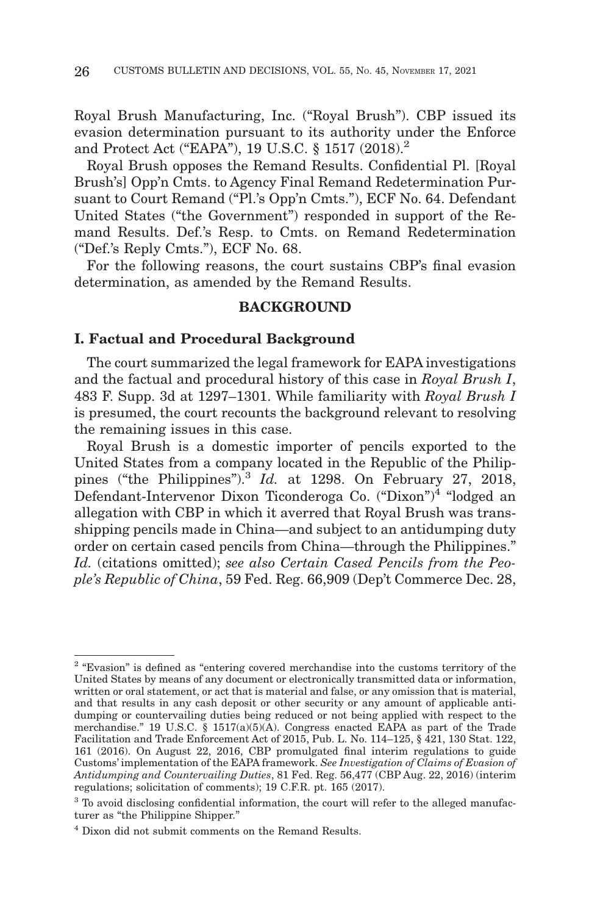Royal Brush Manufacturing, Inc. ("Royal Brush"). CBP issued its evasion determination pursuant to its authority under the Enforce and Protect Act ("EAPA"), 19 U.S.C. § 1517 (2018).[2]

Royal Brush opposes the Remand Results. Confidential Pl. [Royal Brush's] Opp'n Cmts. to Agency Final Remand Redetermination Pursuant to Court Remand ("Pl.'s Opp'n Cmts."), ECF No. 64. Defendant United States ("the Government") responded in support of the Remand Results. Def.'s Resp. to Cmts. on Remand Redetermination ("Def.'s Reply Cmts."), ECF No. 68.

For the following reasons, the court sustains CBP's final evasion determination, as amended by the Remand Results.

## BACKGROUND

### I. Factual and Procedural Background

The court summarized the legal framework for EAPA investigations and the factual and procedural history of this case in *Royal Brush I*, 483 F. Supp. 3d at 1297–1301. While familiarity with *Royal Brush I* is presumed, the court recounts the background relevant to resolving the remaining issues in this case.

Royal Brush is a domestic importer of pencils exported to the United States from a company located in the Republic of the Philippines ("the Philippines").[3] *Id.* at 1298. On February 27, 2018, Defendant-Intervenor Dixon Ticonderoga Co. ("Dixon")[4] "lodged an allegation with CBP in which it averred that Royal Brush was transshipping pencils made in China—and subject to an antidumping duty order on certain cased pencils from China—through the Philippines." *Id.* (citations omitted); *see also Certain Cased Pencils from the People's Republic of China*, 59 Fed. Reg. 66,909 (Dep't Commerce Dec. 28,

---

[2] "Evasion" is defined as "entering covered merchandise into the customs territory of the United States by means of any document or electronically transmitted data or information, written or oral statement, or act that is material and false, or any omission that is material, and that results in any cash deposit or other security or any amount of applicable antidumping or countervailing duties being reduced or not being applied with respect to the merchandise." 19 U.S.C. § 1517(a)(5)(A). Congress enacted EAPA as part of the Trade Facilitation and Trade Enforcement Act of 2015, Pub. L. No. 114–125, § 421, 130 Stat. 122, 161 (2016). On August 22, 2016, CBP promulgated final interim regulations to guide Customs' implementation of the EAPA framework. *See Investigation of Claims of Evasion of Antidumping and Countervailing Duties*, 81 Fed. Reg. 56,477 (CBP Aug. 22, 2016) (interim regulations; solicitation of comments); 19 C.F.R. pt. 165 (2017).

[3] To avoid disclosing confidential information, the court will refer to the alleged manufacturer as "the Philippine Shipper."

[4] Dixon did not submit comments on the Remand Results.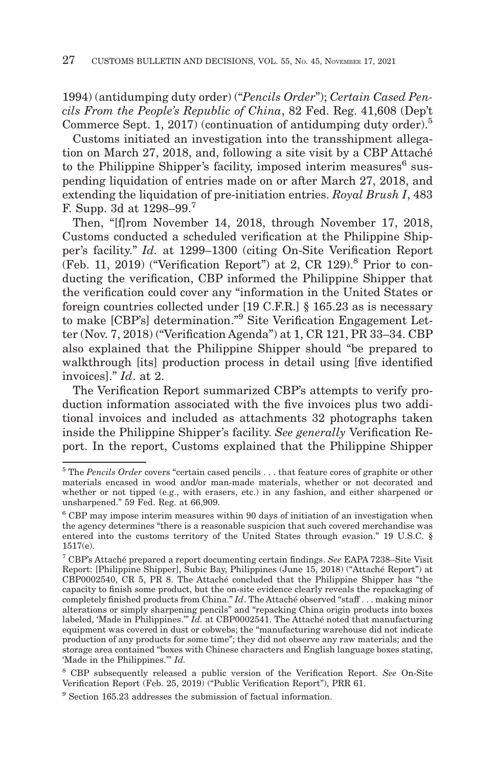1994) (antidumping duty order) ("*Pencils Order*"); *Certain Cased Pencils From the People's Republic of China*, 82 Fed. Reg. 41,608 (Dep't Commerce Sept. 1, 2017) (continuation of antidumping duty order).[5]

Customs initiated an investigation into the transshipment allegation on March 27, 2018, and, following a site visit by a CBP Attaché to the Philippine Shipper's facility, imposed interim measures[6] suspending liquidation of entries made on or after March 27, 2018, and extending the liquidation of pre-initiation entries. *Royal Brush I*, 483 F. Supp. 3d at 1298–99.[7]

Then, "[f]rom November 14, 2018, through November 17, 2018, Customs conducted a scheduled verification at the Philippine Shipper's facility." *Id.* at 1299–1300 (citing On-Site Verification Report (Feb. 11, 2019) ("Verification Report") at 2, CR 129).[8] Prior to conducting the verification, CBP informed the Philippine Shipper that the verification could cover any "information in the United States or foreign countries collected under [19 C.F.R.] § 165.23 as is necessary to make [CBP's] determination."[9] Site Verification Engagement Letter (Nov. 7, 2018) ("Verification Agenda") at 1, CR 121, PR 33–34. CBP also explained that the Philippine Shipper should "be prepared to walkthrough [its] production process in detail using [five identified invoices]." *Id*. at 2.

The Verification Report summarized CBP's attempts to verify production information associated with the five invoices plus two additional invoices and included as attachments 32 photographs taken inside the Philippine Shipper's facility. *See generally* Verification Report. In the report, Customs explained that the Philippine Shipper

---

[5] The *Pencils Order* covers "certain cased pencils . . . that feature cores of graphite or other materials encased in wood and/or man-made materials, whether or not decorated and whether or not tipped (e.g., with erasers, etc.) in any fashion, and either sharpened or unsharpened." 59 Fed. Reg. at 66,909.

[6] CBP may impose interim measures within 90 days of initiation of an investigation when the agency determines "there is a reasonable suspicion that such covered merchandise was entered into the customs territory of the United States through evasion." 19 U.S.C. § 1517(e).

[7] CBP's Attaché prepared a report documenting certain findings. *See* EAPA 7238–Site Visit Report: [Philippine Shipper], Subic Bay, Philippines (June 15, 2018) ("Attaché Report") at CBP0002540, CR 5, PR 8. The Attaché concluded that the Philippine Shipper has "the capacity to finish some product, but the on-site evidence clearly reveals the repackaging of completely finished products from China." *Id*. The Attaché observed "staff . . . making minor alterations or simply sharpening pencils" and "repacking China origin products into boxes labeled, 'Made in Philippines.'" *Id.* at CBP0002541. The Attaché noted that manufacturing equipment was covered in dust or cobwebs; the "manufacturing warehouse did not indicate production of any products for some time"; they did not observe any raw materials; and the storage area contained "boxes with Chinese characters and English language boxes stating, 'Made in the Philippines.'" *Id.*

[8] CBP subsequently released a public version of the Verification Report. *See* On-Site Verification Report (Feb. 25, 2019) ("Public Verification Report"), PRR 61.

[9] Section 165.23 addresses the submission of factual information.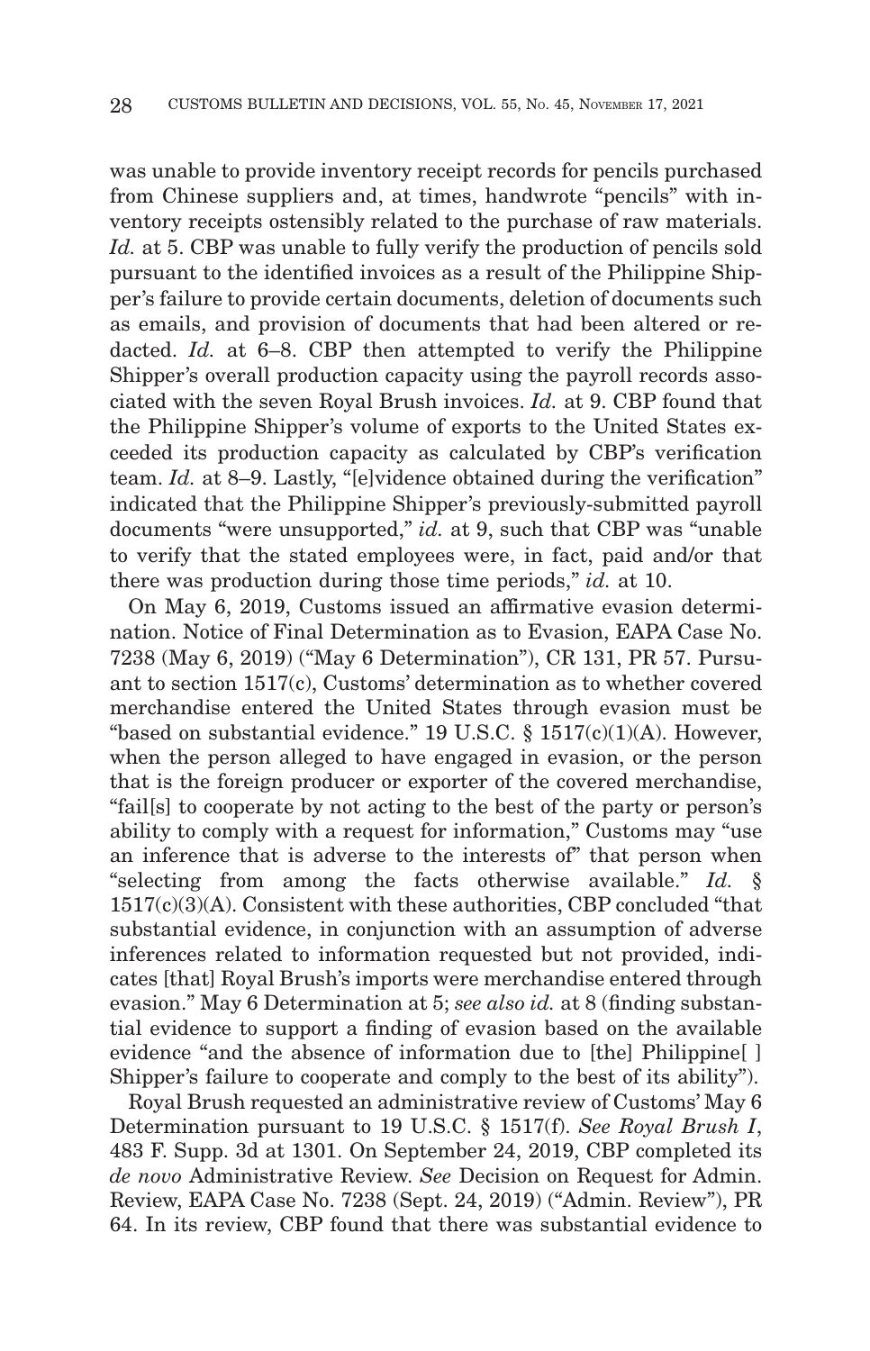was unable to provide inventory receipt records for pencils purchased from Chinese suppliers and, at times, handwrote "pencils" with inventory receipts ostensibly related to the purchase of raw materials. *Id.* at 5. CBP was unable to fully verify the production of pencils sold pursuant to the identified invoices as a result of the Philippine Shipper's failure to provide certain documents, deletion of documents such as emails, and provision of documents that had been altered or redacted. *Id.* at 6–8. CBP then attempted to verify the Philippine Shipper's overall production capacity using the payroll records associated with the seven Royal Brush invoices. *Id.* at 9. CBP found that the Philippine Shipper's volume of exports to the United States exceeded its production capacity as calculated by CBP's verification team. *Id.* at 8–9. Lastly, "[e]vidence obtained during the verification" indicated that the Philippine Shipper's previously-submitted payroll documents "were unsupported," *id.* at 9, such that CBP was "unable to verify that the stated employees were, in fact, paid and/or that there was production during those time periods," *id.* at 10.

On May 6, 2019, Customs issued an affirmative evasion determination. Notice of Final Determination as to Evasion, EAPA Case No. 7238 (May 6, 2019) ("May 6 Determination"), CR 131, PR 57. Pursuant to section 1517(c), Customs' determination as to whether covered merchandise entered the United States through evasion must be "based on substantial evidence." 19 U.S.C. § 1517(c)(1)(A). However, when the person alleged to have engaged in evasion, or the person that is the foreign producer or exporter of the covered merchandise, "fail[s] to cooperate by not acting to the best of the party or person's ability to comply with a request for information," Customs may "use an inference that is adverse to the interests of" that person when "selecting from among the facts otherwise available." *Id.* § 1517(c)(3)(A). Consistent with these authorities, CBP concluded "that substantial evidence, in conjunction with an assumption of adverse inferences related to information requested but not provided, indicates [that] Royal Brush's imports were merchandise entered through evasion." May 6 Determination at 5; *see also id.* at 8 (finding substantial evidence to support a finding of evasion based on the available evidence "and the absence of information due to [the] Philippine[ ] Shipper's failure to cooperate and comply to the best of its ability").

Royal Brush requested an administrative review of Customs' May 6 Determination pursuant to 19 U.S.C. § 1517(f). *See Royal Brush I*, 483 F. Supp. 3d at 1301. On September 24, 2019, CBP completed its *de novo* Administrative Review. *See* Decision on Request for Admin. Review, EAPA Case No. 7238 (Sept. 24, 2019) ("Admin. Review"), PR 64. In its review, CBP found that there was substantial evidence to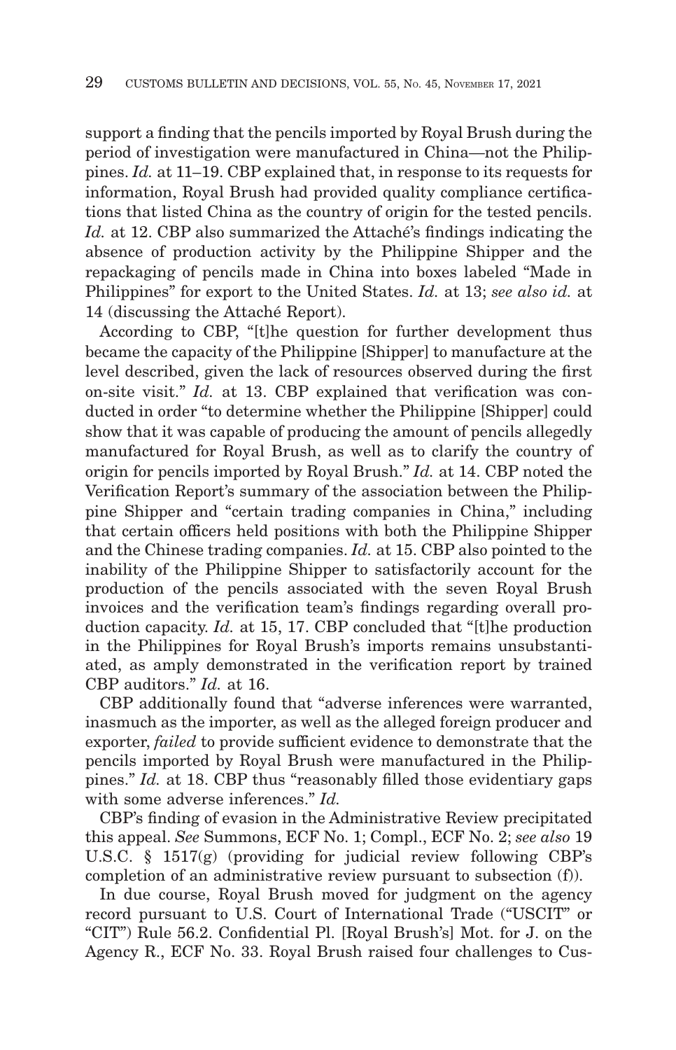support a finding that the pencils imported by Royal Brush during the period of investigation were manufactured in China—not the Philippines. *Id.* at 11–19. CBP explained that, in response to its requests for information, Royal Brush had provided quality compliance certifications that listed China as the country of origin for the tested pencils. *Id.* at 12. CBP also summarized the Attaché's findings indicating the absence of production activity by the Philippine Shipper and the repackaging of pencils made in China into boxes labeled "Made in Philippines" for export to the United States. *Id.* at 13; *see also id.* at 14 (discussing the Attaché Report).

According to CBP, "[t]he question for further development thus became the capacity of the Philippine [Shipper] to manufacture at the level described, given the lack of resources observed during the first on-site visit." *Id.* at 13. CBP explained that verification was conducted in order "to determine whether the Philippine [Shipper] could show that it was capable of producing the amount of pencils allegedly manufactured for Royal Brush, as well as to clarify the country of origin for pencils imported by Royal Brush." *Id.* at 14. CBP noted the Verification Report's summary of the association between the Philippine Shipper and "certain trading companies in China," including that certain officers held positions with both the Philippine Shipper and the Chinese trading companies. *Id.* at 15. CBP also pointed to the inability of the Philippine Shipper to satisfactorily account for the production of the pencils associated with the seven Royal Brush invoices and the verification team's findings regarding overall production capacity. *Id.* at 15, 17. CBP concluded that "[t]he production in the Philippines for Royal Brush's imports remains unsubstantiated, as amply demonstrated in the verification report by trained CBP auditors." *Id.* at 16.

CBP additionally found that "adverse inferences were warranted, inasmuch as the importer, as well as the alleged foreign producer and exporter, *failed* to provide sufficient evidence to demonstrate that the pencils imported by Royal Brush were manufactured in the Philippines." *Id.* at 18. CBP thus "reasonably filled those evidentiary gaps with some adverse inferences." *Id.*

CBP's finding of evasion in the Administrative Review precipitated this appeal. *See* Summons, ECF No. 1; Compl., ECF No. 2; *see also* 19 U.S.C. § 1517(g) (providing for judicial review following CBP's completion of an administrative review pursuant to subsection (f)).

In due course, Royal Brush moved for judgment on the agency record pursuant to U.S. Court of International Trade ("USCIT" or "CIT") Rule 56.2. Confidential Pl. [Royal Brush's] Mot. for J. on the Agency R., ECF No. 33. Royal Brush raised four challenges to Cus-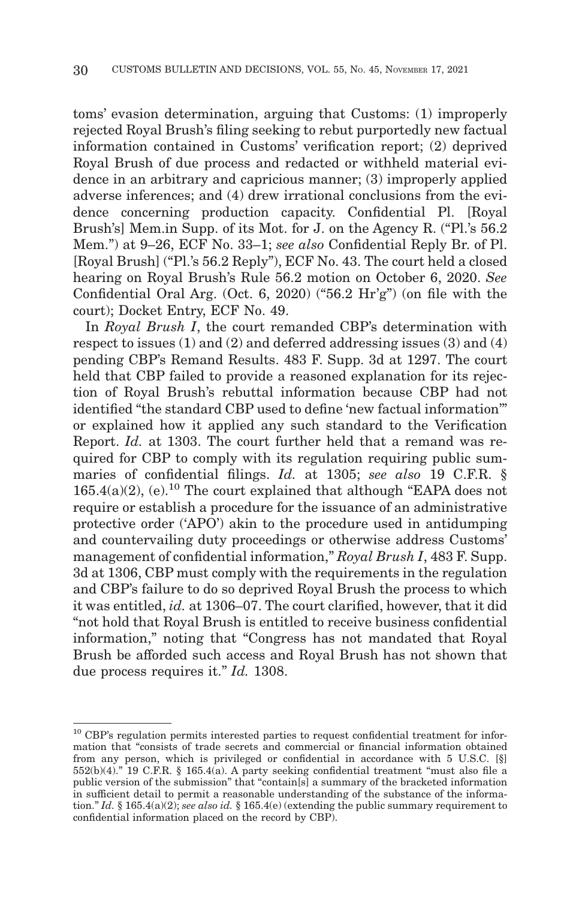toms' evasion determination, arguing that Customs: (1) improperly rejected Royal Brush's filing seeking to rebut purportedly new factual information contained in Customs' verification report; (2) deprived Royal Brush of due process and redacted or withheld material evidence in an arbitrary and capricious manner; (3) improperly applied adverse inferences; and (4) drew irrational conclusions from the evidence concerning production capacity. Confidential Pl. [Royal Brush's] Mem.in Supp. of its Mot. for J. on the Agency R. ("Pl.'s 56.2 Mem.") at 9–26, ECF No. 33–1; *see also* Confidential Reply Br. of Pl. [Royal Brush] ("Pl.'s 56.2 Reply"), ECF No. 43. The court held a closed hearing on Royal Brush's Rule 56.2 motion on October 6, 2020. *See* Confidential Oral Arg. (Oct. 6, 2020) ("56.2 Hr'g") (on file with the court); Docket Entry, ECF No. 49.

In *Royal Brush I*, the court remanded CBP's determination with respect to issues (1) and (2) and deferred addressing issues (3) and (4) pending CBP's Remand Results. 483 F. Supp. 3d at 1297. The court held that CBP failed to provide a reasoned explanation for its rejection of Royal Brush's rebuttal information because CBP had not identified "the standard CBP used to define 'new factual information'" or explained how it applied any such standard to the Verification Report. *Id.* at 1303. The court further held that a remand was required for CBP to comply with its regulation requiring public summaries of confidential filings. *Id.* at 1305; *see also* 19 C.F.R. § 165.4(a)(2), (e).[10] The court explained that although "EAPA does not require or establish a procedure for the issuance of an administrative protective order ('APO') akin to the procedure used in antidumping and countervailing duty proceedings or otherwise address Customs' management of confidential information," *Royal Brush I*, 483 F. Supp. 3d at 1306, CBP must comply with the requirements in the regulation and CBP's failure to do so deprived Royal Brush the process to which it was entitled, *id.* at 1306–07. The court clarified, however, that it did "not hold that Royal Brush is entitled to receive business confidential information," noting that "Congress has not mandated that Royal Brush be afforded such access and Royal Brush has not shown that due process requires it." *Id.* 1308.

---

[10] CBP's regulation permits interested parties to request confidential treatment for information that "consists of trade secrets and commercial or financial information obtained from any person, which is privileged or confidential in accordance with 5 U.S.C. [§] 552(b)(4)." 19 C.F.R. § 165.4(a). A party seeking confidential treatment "must also file a public version of the submission" that "contain[s] a summary of the bracketed information in sufficient detail to permit a reasonable understanding of the substance of the information." *Id.* § 165.4(a)(2); *see also id.* § 165.4(e) (extending the public summary requirement to confidential information placed on the record by CBP).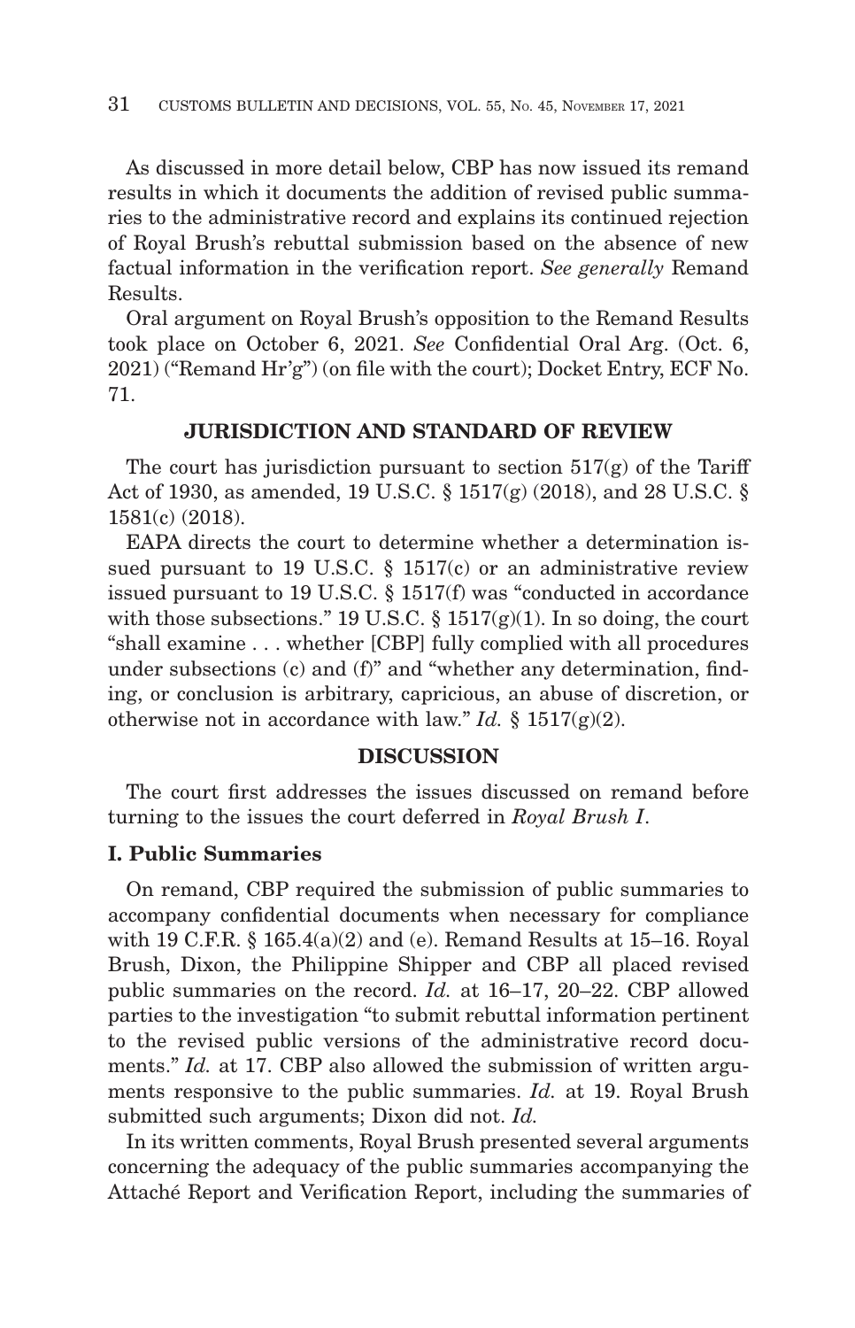As discussed in more detail below, CBP has now issued its remand results in which it documents the addition of revised public summaries to the administrative record and explains its continued rejection of Royal Brush's rebuttal submission based on the absence of new factual information in the verification report. *See generally* Remand Results.

Oral argument on Royal Brush's opposition to the Remand Results took place on October 6, 2021. *See* Confidential Oral Arg. (Oct. 6, 2021) ("Remand Hr'g") (on file with the court); Docket Entry, ECF No. 71.

## JURISDICTION AND STANDARD OF REVIEW

The court has jurisdiction pursuant to section 517(g) of the Tariff Act of 1930, as amended, 19 U.S.C. § 1517(g) (2018), and 28 U.S.C. § 1581(c) (2018).

EAPA directs the court to determine whether a determination issued pursuant to 19 U.S.C. § 1517(c) or an administrative review issued pursuant to 19 U.S.C. § 1517(f) was "conducted in accordance with those subsections." 19 U.S.C. § 1517(g)(1). In so doing, the court "shall examine . . . whether [CBP] fully complied with all procedures under subsections (c) and (f)" and "whether any determination, finding, or conclusion is arbitrary, capricious, an abuse of discretion, or otherwise not in accordance with law." *Id.* § 1517(g)(2).

## DISCUSSION

The court first addresses the issues discussed on remand before turning to the issues the court deferred in *Royal Brush I*.

### I. Public Summaries

On remand, CBP required the submission of public summaries to accompany confidential documents when necessary for compliance with 19 C.F.R. § 165.4(a)(2) and (e). Remand Results at 15–16. Royal Brush, Dixon, the Philippine Shipper and CBP all placed revised public summaries on the record. *Id.* at 16–17, 20–22. CBP allowed parties to the investigation "to submit rebuttal information pertinent to the revised public versions of the administrative record documents." *Id.* at 17. CBP also allowed the submission of written arguments responsive to the public summaries. *Id.* at 19. Royal Brush submitted such arguments; Dixon did not. *Id.*

In its written comments, Royal Brush presented several arguments concerning the adequacy of the public summaries accompanying the Attaché Report and Verification Report, including the summaries of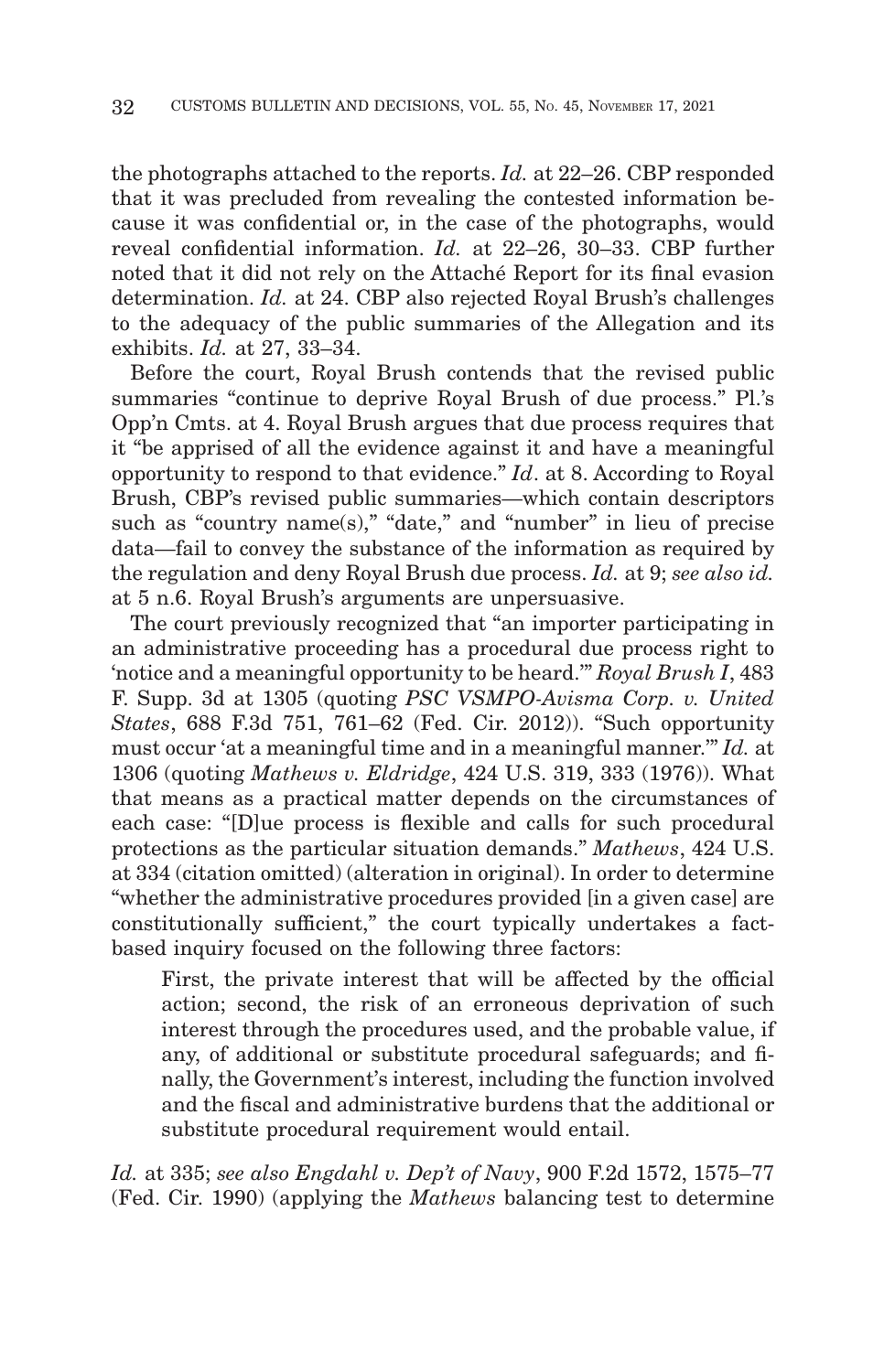the photographs attached to the reports. *Id.* at 22–26. CBP responded that it was precluded from revealing the contested information because it was confidential or, in the case of the photographs, would reveal confidential information. *Id.* at 22–26, 30–33. CBP further noted that it did not rely on the Attaché Report for its final evasion determination. *Id.* at 24. CBP also rejected Royal Brush's challenges to the adequacy of the public summaries of the Allegation and its exhibits. *Id.* at 27, 33–34.

Before the court, Royal Brush contends that the revised public summaries "continue to deprive Royal Brush of due process." Pl.'s Opp'n Cmts. at 4. Royal Brush argues that due process requires that it "be apprised of all the evidence against it and have a meaningful opportunity to respond to that evidence." *Id*. at 8. According to Royal Brush, CBP's revised public summaries—which contain descriptors such as "country name(s)," "date," and "number" in lieu of precise data—fail to convey the substance of the information as required by the regulation and deny Royal Brush due process. *Id.* at 9; *see also id.* at 5 n.6. Royal Brush's arguments are unpersuasive.

The court previously recognized that "an importer participating in an administrative proceeding has a procedural due process right to 'notice and a meaningful opportunity to be heard.'" *Royal Brush I*, 483 F. Supp. 3d at 1305 (quoting *PSC VSMPO-Avisma Corp. v. United States*, 688 F.3d 751, 761–62 (Fed. Cir. 2012)). "Such opportunity must occur 'at a meaningful time and in a meaningful manner.'" *Id.* at 1306 (quoting *Mathews v. Eldridge*, 424 U.S. 319, 333 (1976)). What that means as a practical matter depends on the circumstances of each case: "[D]ue process is flexible and calls for such procedural protections as the particular situation demands." *Mathews*, 424 U.S. at 334 (citation omitted) (alteration in original). In order to determine "whether the administrative procedures provided [in a given case] are constitutionally sufficient," the court typically undertakes a fact-based inquiry focused on the following three factors:

> First, the private interest that will be affected by the official action; second, the risk of an erroneous deprivation of such interest through the procedures used, and the probable value, if any, of additional or substitute procedural safeguards; and finally, the Government's interest, including the function involved and the fiscal and administrative burdens that the additional or substitute procedural requirement would entail.

*Id.* at 335; *see also Engdahl v. Dep't of Navy*, 900 F.2d 1572, 1575–77 (Fed. Cir. 1990) (applying the *Mathews* balancing test to determine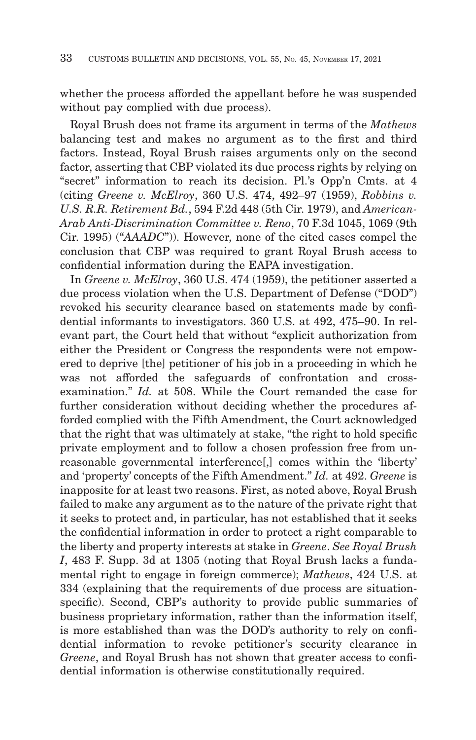whether the process afforded the appellant before he was suspended without pay complied with due process).

Royal Brush does not frame its argument in terms of the *Mathews* balancing test and makes no argument as to the first and third factors. Instead, Royal Brush raises arguments only on the second factor, asserting that CBP violated its due process rights by relying on "secret" information to reach its decision. Pl.'s Opp'n Cmts. at 4 (citing *Greene v. McElroy*, 360 U.S. 474, 492–97 (1959), *Robbins v. U.S. R.R. Retirement Bd.*, 594 F.2d 448 (5th Cir. 1979), and *American-Arab Anti-Discrimination Committee v. Reno*, 70 F.3d 1045, 1069 (9th Cir. 1995) ("*AAADC*")). However, none of the cited cases compel the conclusion that CBP was required to grant Royal Brush access to confidential information during the EAPA investigation.

In *Greene v. McElroy*, 360 U.S. 474 (1959), the petitioner asserted a due process violation when the U.S. Department of Defense ("DOD") revoked his security clearance based on statements made by confidential informants to investigators. 360 U.S. at 492, 475–90. In relevant part, the Court held that without "explicit authorization from either the President or Congress the respondents were not empowered to deprive [the] petitioner of his job in a proceeding in which he was not afforded the safeguards of confrontation and cross-examination." *Id.* at 508. While the Court remanded the case for further consideration without deciding whether the procedures afforded complied with the Fifth Amendment, the Court acknowledged that the right that was ultimately at stake, "the right to hold specific private employment and to follow a chosen profession free from unreasonable governmental interference[,] comes within the 'liberty' and 'property' concepts of the Fifth Amendment." *Id.* at 492. *Greene* is inapposite for at least two reasons. First, as noted above, Royal Brush failed to make any argument as to the nature of the private right that it seeks to protect and, in particular, has not established that it seeks the confidential information in order to protect a right comparable to the liberty and property interests at stake in *Greene*. *See Royal Brush I*, 483 F. Supp. 3d at 1305 (noting that Royal Brush lacks a fundamental right to engage in foreign commerce); *Mathews*, 424 U.S. at 334 (explaining that the requirements of due process are situation-specific). Second, CBP's authority to provide public summaries of business proprietary information, rather than the information itself, is more established than was the DOD's authority to rely on confidential information to revoke petitioner's security clearance in *Greene*, and Royal Brush has not shown that greater access to confidential information is otherwise constitutionally required.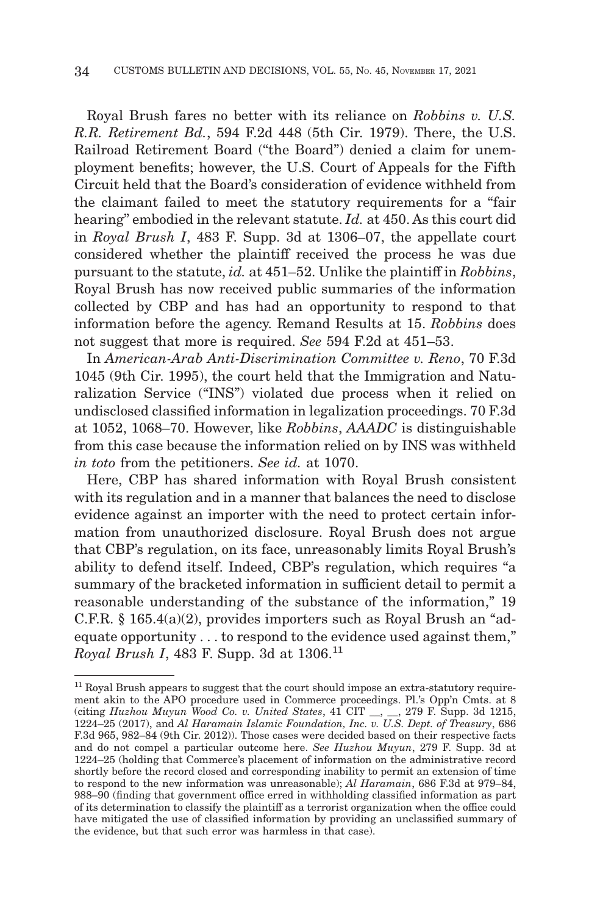Royal Brush fares no better with its reliance on *Robbins v. U.S. R.R. Retirement Bd.*, 594 F.2d 448 (5th Cir. 1979). There, the U.S. Railroad Retirement Board ("the Board") denied a claim for unemployment benefits; however, the U.S. Court of Appeals for the Fifth Circuit held that the Board's consideration of evidence withheld from the claimant failed to meet the statutory requirements for a "fair hearing" embodied in the relevant statute. *Id.* at 450. As this court did in *Royal Brush I*, 483 F. Supp. 3d at 1306–07, the appellate court considered whether the plaintiff received the process he was due pursuant to the statute, *id.* at 451–52. Unlike the plaintiff in *Robbins*, Royal Brush has now received public summaries of the information collected by CBP and has had an opportunity to respond to that information before the agency. Remand Results at 15. *Robbins* does not suggest that more is required. *See* 594 F.2d at 451–53.

In *American-Arab Anti-Discrimination Committee v. Reno*, 70 F.3d 1045 (9th Cir. 1995), the court held that the Immigration and Naturalization Service ("INS") violated due process when it relied on undisclosed classified information in legalization proceedings. 70 F.3d at 1052, 1068–70. However, like *Robbins*, *AADC* is distinguishable from this case because the information relied on by INS was withheld *in toto* from the petitioners. *See id.* at 1070.

Here, CBP has shared information with Royal Brush consistent with its regulation and in a manner that balances the need to disclose evidence against an importer with the need to protect certain information from unauthorized disclosure. Royal Brush does not argue that CBP's regulation, on its face, unreasonably limits Royal Brush's ability to defend itself. Indeed, CBP's regulation, which requires "a summary of the bracketed information in sufficient detail to permit a reasonable understanding of the substance of the information," 19 C.F.R. § 165.4(a)(2), provides importers such as Royal Brush an "adequate opportunity . . . to respond to the evidence used against them," *Royal Brush I*, 483 F. Supp. 3d at 1306.[11]

[11] Royal Brush appears to suggest that the court should impose an extra-statutory requirement akin to the APO procedure used in Commerce proceedings. Pl.'s Opp'n Cmts. at 8 (citing *Huzhou Muyun Wood Co. v. United States*, 41 CIT __, __, 279 F. Supp. 3d 1215, 1224–25 (2017), and *Al Haramain Islamic Foundation, Inc. v. U.S. Dept. of Treasury*, 686 F.3d 965, 982–84 (9th Cir. 2012)). Those cases were decided based on their respective facts and do not compel a particular outcome here. *See Huzhou Muyun*, 279 F. Supp. 3d at 1224–25 (holding that Commerce's placement of information on the administrative record shortly before the record closed and corresponding inability to permit an extension of time to respond to the new information was unreasonable); *Al Haramain*, 686 F.3d at 979–84, 988–90 (finding that government office erred in withholding classified information as part of its determination to classify the plaintiff as a terrorist organization when the office could have mitigated the use of classified information by providing an unclassified summary of the evidence, but that such error was harmless in that case).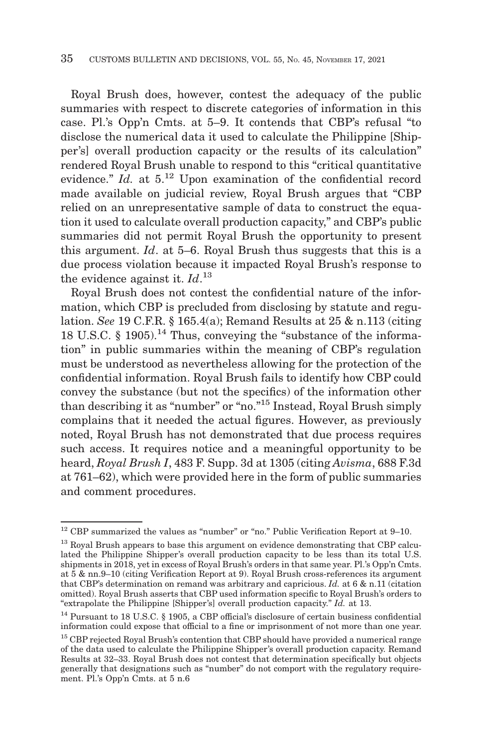Royal Brush does, however, contest the adequacy of the public summaries with respect to discrete categories of information in this case. Pl.'s Opp'n Cmts. at 5–9. It contends that CBP's refusal "to disclose the numerical data it used to calculate the Philippine [Shipper's] overall production capacity or the results of its calculation" rendered Royal Brush unable to respond to this "critical quantitative evidence." *Id.* at 5.[12] Upon examination of the confidential record made available on judicial review, Royal Brush argues that "CBP relied on an unrepresentative sample of data to construct the equation it used to calculate overall production capacity," and CBP's public summaries did not permit Royal Brush the opportunity to present this argument. *Id*. at 5–6. Royal Brush thus suggests that this is a due process violation because it impacted Royal Brush's response to the evidence against it. *Id*.[13]

Royal Brush does not contest the confidential nature of the information, which CBP is precluded from disclosing by statute and regulation. *See* 19 C.F.R. § 165.4(a); Remand Results at 25 & n.113 (citing 18 U.S.C. § 1905).[14] Thus, conveying the "substance of the information" in public summaries within the meaning of CBP's regulation must be understood as nevertheless allowing for the protection of the confidential information. Royal Brush fails to identify how CBP could convey the substance (but not the specifics) of the information other than describing it as "number" or "no."[15] Instead, Royal Brush simply complains that it needed the actual figures. However, as previously noted, Royal Brush has not demonstrated that due process requires such access. It requires notice and a meaningful opportunity to be heard, *Royal Brush I*, 483 F. Supp. 3d at 1305 (citing *Avisma*, 688 F.3d at 761–62), which were provided here in the form of public summaries and comment procedures.

---

[12] CBP summarized the values as "number" or "no." Public Verification Report at 9–10.

[13] Royal Brush appears to base this argument on evidence demonstrating that CBP calculated the Philippine Shipper's overall production capacity to be less than its total U.S. shipments in 2018, yet in excess of Royal Brush's orders in that same year. Pl.'s Opp'n Cmts. at 5 & nn.9–10 (citing Verification Report at 9). Royal Brush cross-references its argument that CBP's determination on remand was arbitrary and capricious. *Id.* at 6 & n.11 (citation omitted). Royal Brush asserts that CBP used information specific to Royal Brush's orders to "extrapolate the Philippine [Shipper's] overall production capacity." *Id.* at 13.

[14] Pursuant to 18 U.S.C. § 1905, a CBP official's disclosure of certain business confidential information could expose that official to a fine or imprisonment of not more than one year.

[15] CBP rejected Royal Brush's contention that CBP should have provided a numerical range of the data used to calculate the Philippine Shipper's overall production capacity. Remand Results at 32–33. Royal Brush does not contest that determination specifically but objects generally that designations such as "number" do not comport with the regulatory requirement. Pl.'s Opp'n Cmts. at 5 n.6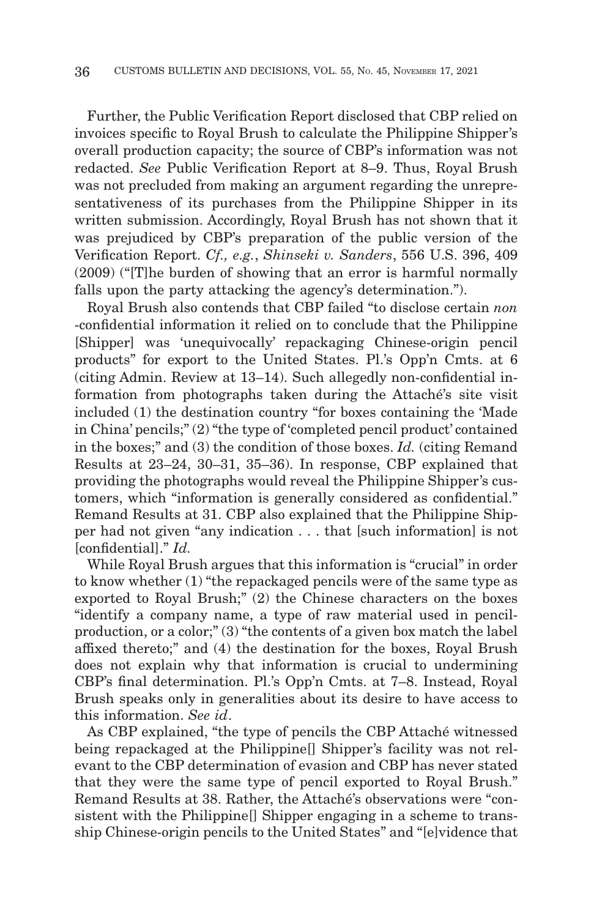Further, the Public Verification Report disclosed that CBP relied on invoices specific to Royal Brush to calculate the Philippine Shipper's overall production capacity; the source of CBP's information was not redacted. *See* Public Verification Report at 8–9. Thus, Royal Brush was not precluded from making an argument regarding the unrepresentativeness of its purchases from the Philippine Shipper in its written submission. Accordingly, Royal Brush has not shown that it was prejudiced by CBP's preparation of the public version of the Verification Report. *Cf., e.g.*, *Shinseki v. Sanders*, 556 U.S. 396, 409 (2009) ("[T]he burden of showing that an error is harmful normally falls upon the party attacking the agency's determination.").

Royal Brush also contends that CBP failed "to disclose certain *non* -confidential information it relied on to conclude that the Philippine [Shipper] was 'unequivocally' repackaging Chinese-origin pencil products" for export to the United States. Pl.'s Opp'n Cmts. at 6 (citing Admin. Review at 13–14). Such allegedly non-confidential information from photographs taken during the Attaché's site visit included (1) the destination country "for boxes containing the 'Made in China' pencils;" (2) "the type of 'completed pencil product' contained in the boxes;" and (3) the condition of those boxes. *Id.* (citing Remand Results at 23–24, 30–31, 35–36). In response, CBP explained that providing the photographs would reveal the Philippine Shipper's customers, which "information is generally considered as confidential." Remand Results at 31. CBP also explained that the Philippine Shipper had not given "any indication . . . that [such information] is not [confidential]." *Id.*

While Royal Brush argues that this information is "crucial" in order to know whether (1) "the repackaged pencils were of the same type as exported to Royal Brush;" (2) the Chinese characters on the boxes "identify a company name, a type of raw material used in pencil-production, or a color;" (3) "the contents of a given box match the label affixed thereto;" and (4) the destination for the boxes, Royal Brush does not explain why that information is crucial to undermining CBP's final determination. Pl.'s Opp'n Cmts. at 7–8. Instead, Royal Brush speaks only in generalities about its desire to have access to this information. *See id*.

As CBP explained, "the type of pencils the CBP Attaché witnessed being repackaged at the Philippine[] Shipper's facility was not relevant to the CBP determination of evasion and CBP has never stated that they were the same type of pencil exported to Royal Brush." Remand Results at 38. Rather, the Attaché's observations were "consistent with the Philippine[] Shipper engaging in a scheme to transship Chinese-origin pencils to the United States" and "[e]vidence that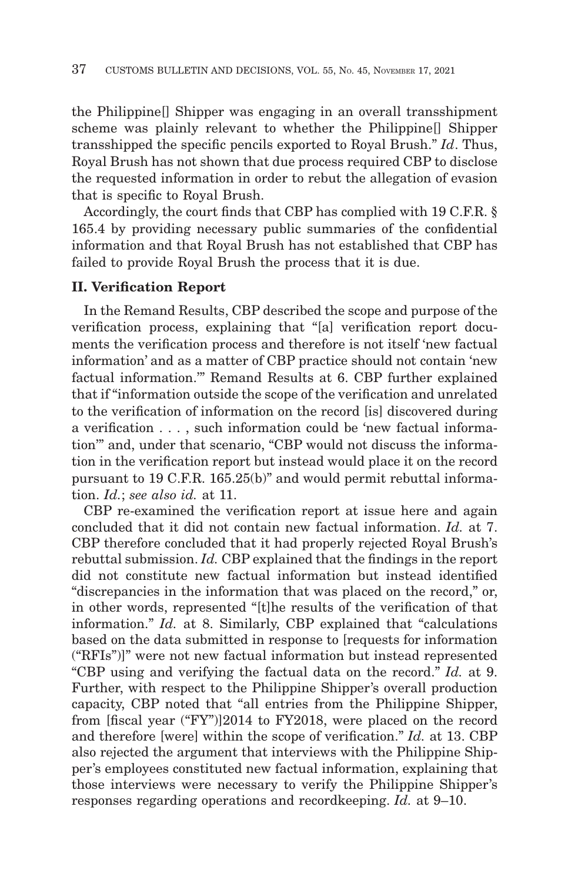the Philippine[] Shipper was engaging in an overall transshipment scheme was plainly relevant to whether the Philippine[] Shipper transshipped the specific pencils exported to Royal Brush." *Id*. Thus, Royal Brush has not shown that due process required CBP to disclose the requested information in order to rebut the allegation of evasion that is specific to Royal Brush.

Accordingly, the court finds that CBP has complied with 19 C.F.R. § 165.4 by providing necessary public summaries of the confidential information and that Royal Brush has not established that CBP has failed to provide Royal Brush the process that it is due.

### II. Verification Report

In the Remand Results, CBP described the scope and purpose of the verification process, explaining that "[a] verification report documents the verification process and therefore is not itself 'new factual information' and as a matter of CBP practice should not contain 'new factual information.'" Remand Results at 6. CBP further explained that if "information outside the scope of the verification and unrelated to the verification of information on the record [is] discovered during a verification . . . , such information could be 'new factual information'" and, under that scenario, "CBP would not discuss the information in the verification report but instead would place it on the record pursuant to 19 C.F.R. 165.25(b)" and would permit rebuttal information. *Id.*; *see also id.* at 11.

CBP re-examined the verification report at issue here and again concluded that it did not contain new factual information. *Id.* at 7. CBP therefore concluded that it had properly rejected Royal Brush's rebuttal submission. *Id.* CBP explained that the findings in the report did not constitute new factual information but instead identified "discrepancies in the information that was placed on the record," or, in other words, represented "[t]he results of the verification of that information." *Id.* at 8. Similarly, CBP explained that "calculations based on the data submitted in response to [requests for information ("RFIs")]" were not new factual information but instead represented "CBP using and verifying the factual data on the record." *Id.* at 9. Further, with respect to the Philippine Shipper's overall production capacity, CBP noted that "all entries from the Philippine Shipper, from [fiscal year ("FY")]2014 to FY2018, were placed on the record and therefore [were] within the scope of verification." *Id.* at 13. CBP also rejected the argument that interviews with the Philippine Shipper's employees constituted new factual information, explaining that those interviews were necessary to verify the Philippine Shipper's responses regarding operations and recordkeeping. *Id.* at 9–10.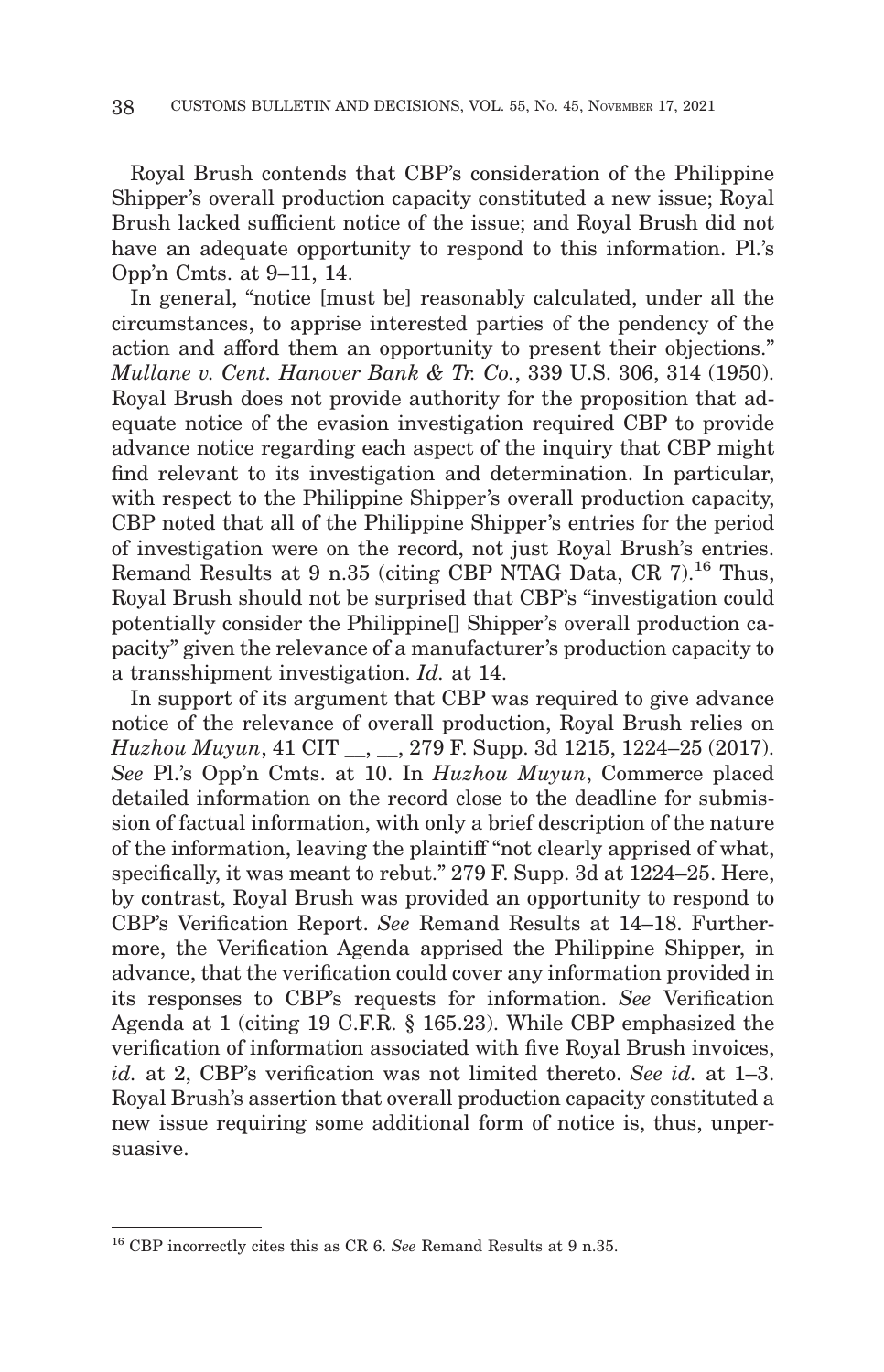Royal Brush contends that CBP's consideration of the Philippine Shipper's overall production capacity constituted a new issue; Royal Brush lacked sufficient notice of the issue; and Royal Brush did not have an adequate opportunity to respond to this information. Pl.'s Opp'n Cmts. at 9–11, 14.

In general, "notice [must be] reasonably calculated, under all the circumstances, to apprise interested parties of the pendency of the action and afford them an opportunity to present their objections." *Mullane v. Cent. Hanover Bank & Tr. Co.*, 339 U.S. 306, 314 (1950). Royal Brush does not provide authority for the proposition that adequate notice of the evasion investigation required CBP to provide advance notice regarding each aspect of the inquiry that CBP might find relevant to its investigation and determination. In particular, with respect to the Philippine Shipper's overall production capacity, CBP noted that all of the Philippine Shipper's entries for the period of investigation were on the record, not just Royal Brush's entries. Remand Results at 9 n.35 (citing CBP NTAG Data, CR 7).[16] Thus, Royal Brush should not be surprised that CBP's "investigation could potentially consider the Philippine[] Shipper's overall production capacity" given the relevance of a manufacturer's production capacity to a transshipment investigation. *Id.* at 14.

In support of its argument that CBP was required to give advance notice of the relevance of overall production, Royal Brush relies on *Huzhou Muyun*, 41 CIT __, __, 279 F. Supp. 3d 1215, 1224–25 (2017). *See* Pl.'s Opp'n Cmts. at 10. In *Huzhou Muyun*, Commerce placed detailed information on the record close to the deadline for submission of factual information, with only a brief description of the nature of the information, leaving the plaintiff "not clearly apprised of what, specifically, it was meant to rebut." 279 F. Supp. 3d at 1224–25. Here, by contrast, Royal Brush was provided an opportunity to respond to CBP's Verification Report. *See* Remand Results at 14–18. Furthermore, the Verification Agenda apprised the Philippine Shipper, in advance, that the verification could cover any information provided in its responses to CBP's requests for information. *See* Verification Agenda at 1 (citing 19 C.F.R. § 165.23). While CBP emphasized the verification of information associated with five Royal Brush invoices, *id.* at 2, CBP's verification was not limited thereto. *See id.* at 1–3. Royal Brush's assertion that overall production capacity constituted a new issue requiring some additional form of notice is, thus, unpersuasive.

---

[16] CBP incorrectly cites this as CR 6. *See* Remand Results at 9 n.35.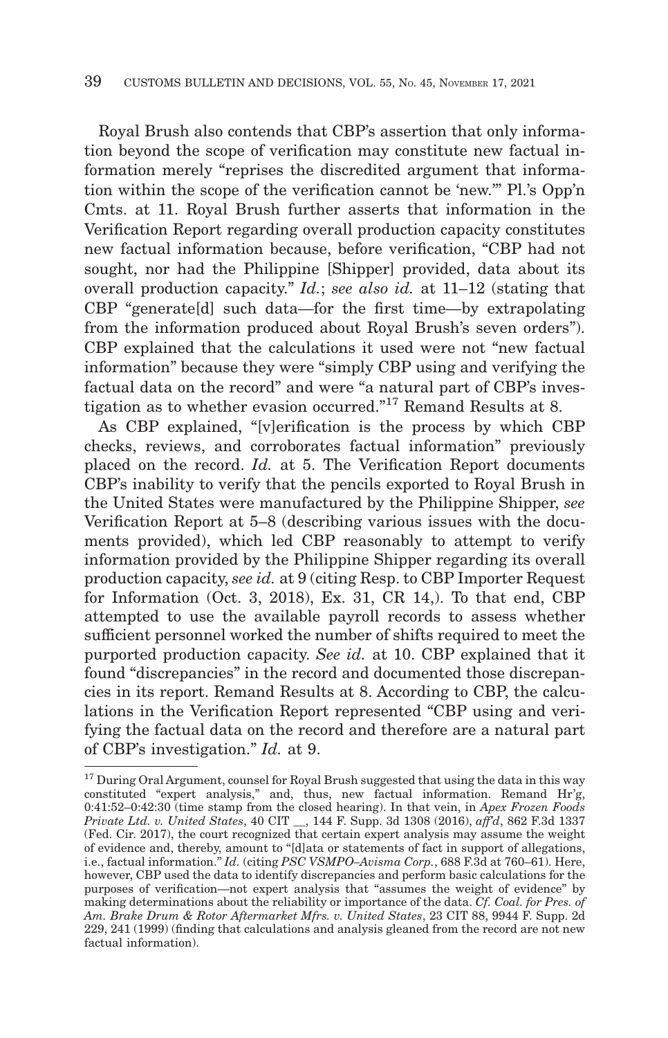Royal Brush also contends that CBP's assertion that only information beyond the scope of verification may constitute new factual information merely "reprises the discredited argument that information within the scope of the verification cannot be 'new.'" Pl.'s Opp'n Cmts. at 11. Royal Brush further asserts that information in the Verification Report regarding overall production capacity constitutes new factual information because, before verification, "CBP had not sought, nor had the Philippine [Shipper] provided, data about its overall production capacity." *Id.*; *see also id.* at 11–12 (stating that CBP "generate[d] such data—for the first time—by extrapolating from the information produced about Royal Brush's seven orders"). CBP explained that the calculations it used were not "new factual information" because they were "simply CBP using and verifying the factual data on the record" and were "a natural part of CBP's investigation as to whether evasion occurred."[17] Remand Results at 8.

As CBP explained, "[v]erification is the process by which CBP checks, reviews, and corroborates factual information" previously placed on the record. *Id.* at 5. The Verification Report documents CBP's inability to verify that the pencils exported to Royal Brush in the United States were manufactured by the Philippine Shipper, *see* Verification Report at 5–8 (describing various issues with the documents provided), which led CBP reasonably to attempt to verify information provided by the Philippine Shipper regarding its overall production capacity, *see id.* at 9 (citing Resp. to CBP Importer Request for Information (Oct. 3, 2018), Ex. 31, CR 14,). To that end, CBP attempted to use the available payroll records to assess whether sufficient personnel worked the number of shifts required to meet the purported production capacity. *See id.* at 10. CBP explained that it found "discrepancies" in the record and documented those discrepancies in its report. Remand Results at 8. According to CBP, the calculations in the Verification Report represented "CBP using and verifying the factual data on the record and therefore are a natural part of CBP's investigation." *Id.* at 9.

---

[17] During Oral Argument, counsel for Royal Brush suggested that using the data in this way constituted "expert analysis," and, thus, new factual information. Remand Hr'g, 0:41:52–0:42:30 (time stamp from the closed hearing). In that vein, in *Apex Frozen Foods Private Ltd. v. United States*, 40 CIT __, 144 F. Supp. 3d 1308 (2016), *aff'd*, 862 F.3d 1337 (Fed. Cir. 2017), the court recognized that certain expert analysis may assume the weight of evidence and, thereby, amount to "[d]ata or statements of fact in support of allegations, i.e., factual information." *Id.* (citing *PSC VSMPO–Avisma Corp.*, 688 F.3d at 760–61). Here, however, CBP used the data to identify discrepancies and perform basic calculations for the purposes of verification—not expert analysis that "assumes the weight of evidence" by making determinations about the reliability or importance of the data. *Cf. Coal. for Pres. of Am. Brake Drum & Rotor Aftermarket Mfrs. v. United States*, 23 CIT 88, 9944 F. Supp. 2d 229, 241 (1999) (finding that calculations and analysis gleaned from the record are not new factual information).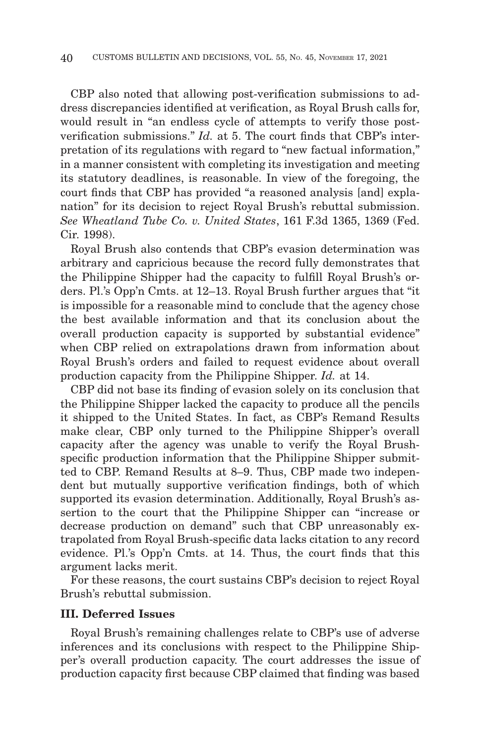CBP also noted that allowing post-verification submissions to address discrepancies identified at verification, as Royal Brush calls for, would result in "an endless cycle of attempts to verify those post-verification submissions." *Id.* at 5. The court finds that CBP's interpretation of its regulations with regard to "new factual information," in a manner consistent with completing its investigation and meeting its statutory deadlines, is reasonable. In view of the foregoing, the court finds that CBP has provided "a reasoned analysis [and] explanation" for its decision to reject Royal Brush's rebuttal submission. *See Wheatland Tube Co. v. United States*, 161 F.3d 1365, 1369 (Fed. Cir. 1998).

Royal Brush also contends that CBP's evasion determination was arbitrary and capricious because the record fully demonstrates that the Philippine Shipper had the capacity to fulfill Royal Brush's orders. Pl.'s Opp'n Cmts. at 12–13. Royal Brush further argues that "it is impossible for a reasonable mind to conclude that the agency chose the best available information and that its conclusion about the overall production capacity is supported by substantial evidence" when CBP relied on extrapolations drawn from information about Royal Brush's orders and failed to request evidence about overall production capacity from the Philippine Shipper. *Id.* at 14.

CBP did not base its finding of evasion solely on its conclusion that the Philippine Shipper lacked the capacity to produce all the pencils it shipped to the United States. In fact, as CBP's Remand Results make clear, CBP only turned to the Philippine Shipper's overall capacity after the agency was unable to verify the Royal Brush-specific production information that the Philippine Shipper submitted to CBP. Remand Results at 8–9. Thus, CBP made two independent but mutually supportive verification findings, both of which supported its evasion determination. Additionally, Royal Brush's assertion to the court that the Philippine Shipper can "increase or decrease production on demand" such that CBP unreasonably extrapolated from Royal Brush-specific data lacks citation to any record evidence. Pl.'s Opp'n Cmts. at 14. Thus, the court finds that this argument lacks merit.

For these reasons, the court sustains CBP's decision to reject Royal Brush's rebuttal submission.

### III. Deferred Issues

Royal Brush's remaining challenges relate to CBP's use of adverse inferences and its conclusions with respect to the Philippine Shipper's overall production capacity. The court addresses the issue of production capacity first because CBP claimed that finding was based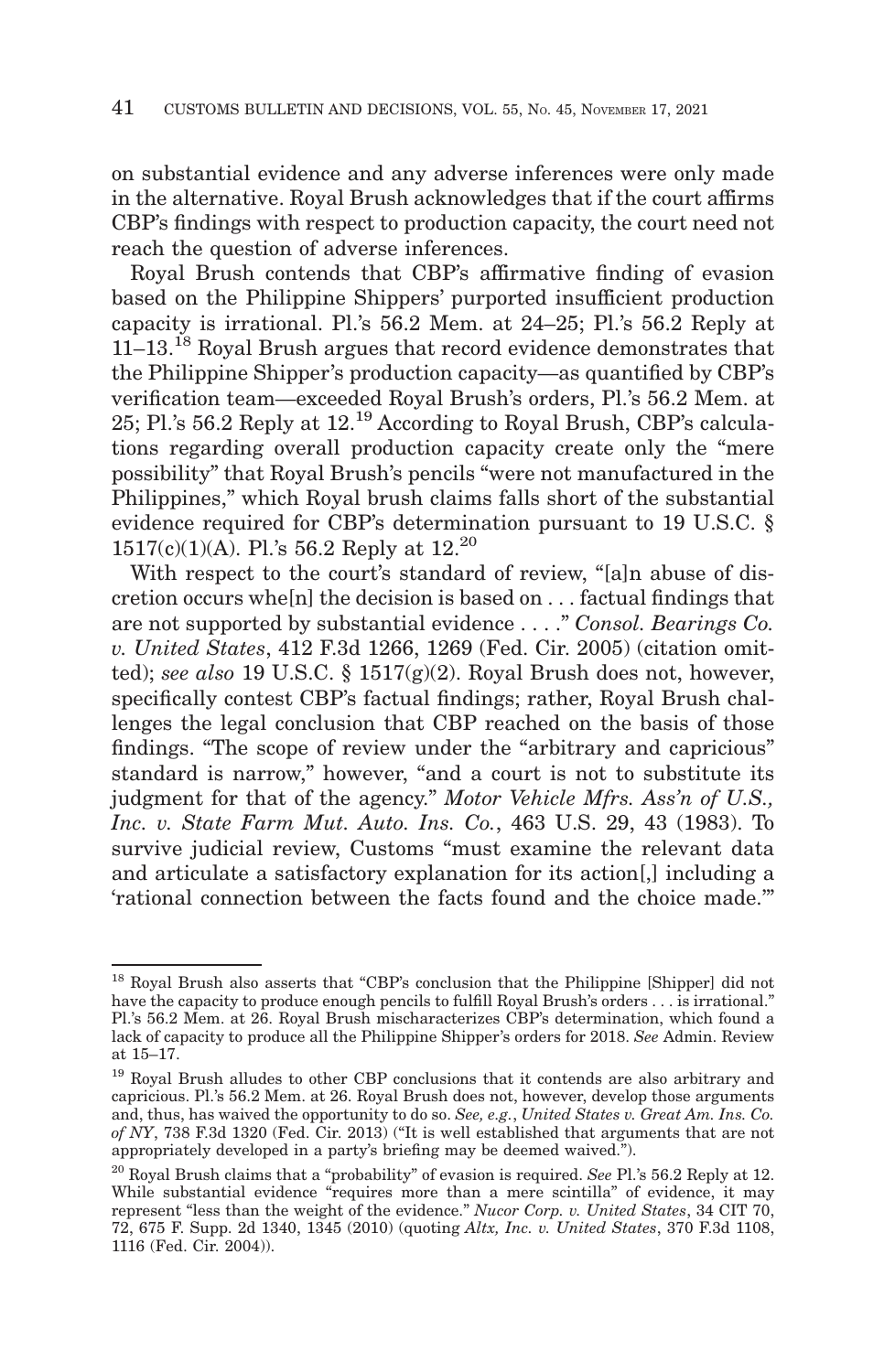on substantial evidence and any adverse inferences were only made in the alternative. Royal Brush acknowledges that if the court affirms CBP's findings with respect to production capacity, the court need not reach the question of adverse inferences.

Royal Brush contends that CBP's affirmative finding of evasion based on the Philippine Shippers' purported insufficient production capacity is irrational. Pl.'s 56.2 Mem. at 24–25; Pl.'s 56.2 Reply at 11–13.[18] Royal Brush argues that record evidence demonstrates that the Philippine Shipper's production capacity—as quantified by CBP's verification team—exceeded Royal Brush's orders, Pl.'s 56.2 Mem. at 25; Pl.'s 56.2 Reply at 12.[19] According to Royal Brush, CBP's calculations regarding overall production capacity create only the "mere possibility" that Royal Brush's pencils "were not manufactured in the Philippines," which Royal brush claims falls short of the substantial evidence required for CBP's determination pursuant to 19 U.S.C. § 1517(c)(1)(A). Pl.'s 56.2 Reply at 12.[20]

With respect to the court's standard of review, "[a]n abuse of discretion occurs whe[n] the decision is based on . . . factual findings that are not supported by substantial evidence . . . ." *Consol. Bearings Co. v. United States*, 412 F.3d 1266, 1269 (Fed. Cir. 2005) (citation omitted); *see also* 19 U.S.C. § 1517(g)(2). Royal Brush does not, however, specifically contest CBP's factual findings; rather, Royal Brush challenges the legal conclusion that CBP reached on the basis of those findings. "The scope of review under the "arbitrary and capricious" standard is narrow," however, "and a court is not to substitute its judgment for that of the agency." *Motor Vehicle Mfrs. Ass'n of U.S., Inc. v. State Farm Mut. Auto. Ins. Co.*, 463 U.S. 29, 43 (1983). To survive judicial review, Customs "must examine the relevant data and articulate a satisfactory explanation for its action[,] including a 'rational connection between the facts found and the choice made.'"

---

[18] Royal Brush also asserts that "CBP's conclusion that the Philippine [Shipper] did not have the capacity to produce enough pencils to fulfill Royal Brush's orders . . . is irrational." Pl.'s 56.2 Mem. at 26. Royal Brush mischaracterizes CBP's determination, which found a lack of capacity to produce all the Philippine Shipper's orders for 2018. *See* Admin. Review at 15–17.

[19] Royal Brush alludes to other CBP conclusions that it contends are also arbitrary and capricious. Pl.'s 56.2 Mem. at 26. Royal Brush does not, however, develop those arguments and, thus, has waived the opportunity to do so. *See, e.g.*, *United States v. Great Am. Ins. Co. of NY*, 738 F.3d 1320 (Fed. Cir. 2013) ("It is well established that arguments that are not appropriately developed in a party's briefing may be deemed waived.").

[20] Royal Brush claims that a "probability" of evasion is required. *See* Pl.'s 56.2 Reply at 12. While substantial evidence "requires more than a mere scintilla" of evidence, it may represent "less than the weight of the evidence." *Nucor Corp. v. United States*, 34 CIT 70, 72, 675 F. Supp. 2d 1340, 1345 (2010) (quoting *Altx, Inc. v. United States*, 370 F.3d 1108, 1116 (Fed. Cir. 2004)).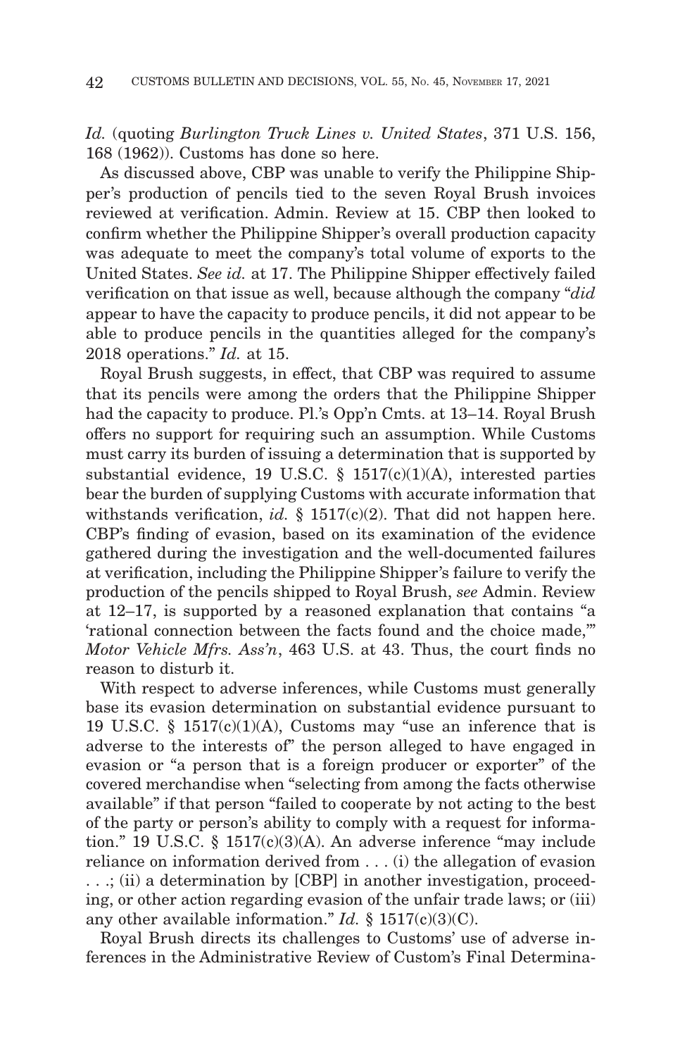*Id.* (quoting *Burlington Truck Lines v. United States*, 371 U.S. 156, 168 (1962)). Customs has done so here.

As discussed above, CBP was unable to verify the Philippine Shipper's production of pencils tied to the seven Royal Brush invoices reviewed at verification. Admin. Review at 15. CBP then looked to confirm whether the Philippine Shipper's overall production capacity was adequate to meet the company's total volume of exports to the United States. *See id.* at 17. The Philippine Shipper effectively failed verification on that issue as well, because although the company "*did* appear to have the capacity to produce pencils, it did not appear to be able to produce pencils in the quantities alleged for the company's 2018 operations." *Id.* at 15.

Royal Brush suggests, in effect, that CBP was required to assume that its pencils were among the orders that the Philippine Shipper had the capacity to produce. Pl.'s Opp'n Cmts. at 13–14. Royal Brush offers no support for requiring such an assumption. While Customs must carry its burden of issuing a determination that is supported by substantial evidence, 19 U.S.C. § 1517(c)(1)(A), interested parties bear the burden of supplying Customs with accurate information that withstands verification, *id.* § 1517(c)(2). That did not happen here. CBP's finding of evasion, based on its examination of the evidence gathered during the investigation and the well-documented failures at verification, including the Philippine Shipper's failure to verify the production of the pencils shipped to Royal Brush, *see* Admin. Review at 12–17, is supported by a reasoned explanation that contains "a 'rational connection between the facts found and the choice made,'" *Motor Vehicle Mfrs. Ass'n*, 463 U.S. at 43. Thus, the court finds no reason to disturb it.

With respect to adverse inferences, while Customs must generally base its evasion determination on substantial evidence pursuant to 19 U.S.C. § 1517(c)(1)(A), Customs may "use an inference that is adverse to the interests of" the person alleged to have engaged in evasion or "a person that is a foreign producer or exporter" of the covered merchandise when "selecting from among the facts otherwise available" if that person "failed to cooperate by not acting to the best of the party or person's ability to comply with a request for information." 19 U.S.C. § 1517(c)(3)(A). An adverse inference "may include reliance on information derived from . . . (i) the allegation of evasion . . .; (ii) a determination by [CBP] in another investigation, proceeding, or other action regarding evasion of the unfair trade laws; or (iii) any other available information." *Id.* § 1517(c)(3)(C).

Royal Brush directs its challenges to Customs' use of adverse inferences in the Administrative Review of Custom's Final Determina-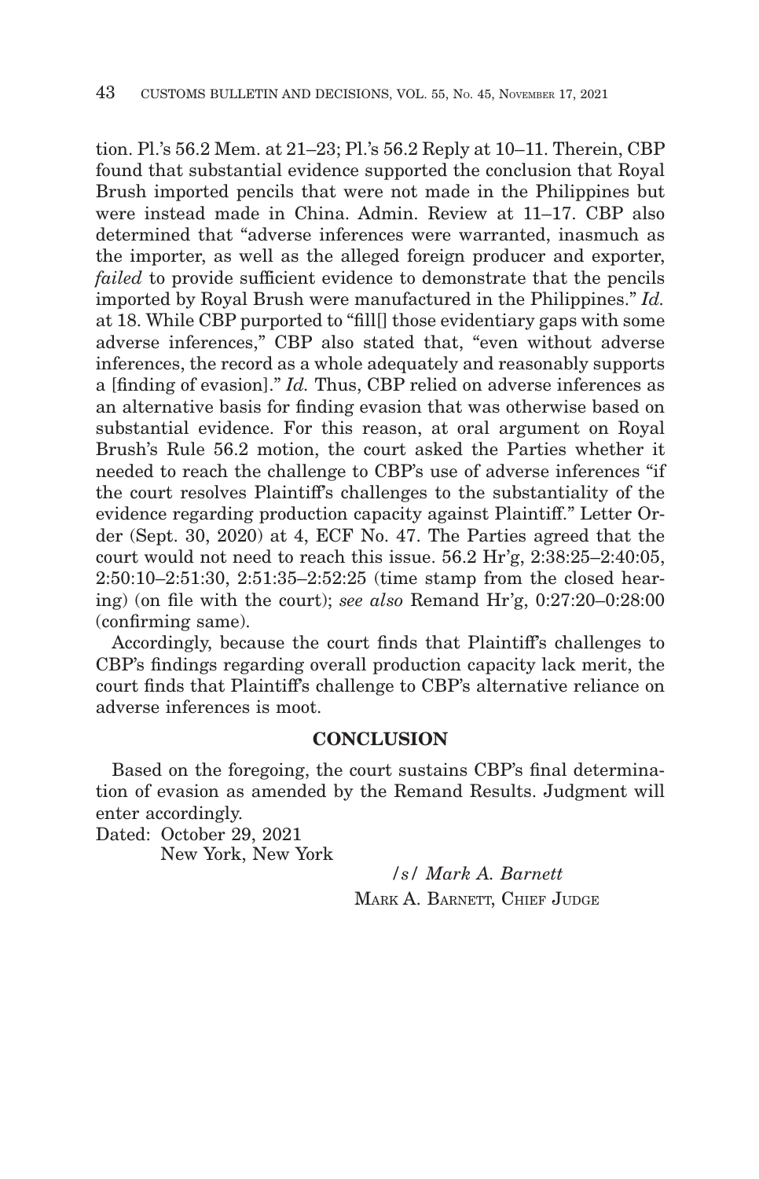tion. Pl.'s 56.2 Mem. at 21–23; Pl.'s 56.2 Reply at 10–11. Therein, CBP found that substantial evidence supported the conclusion that Royal Brush imported pencils that were not made in the Philippines but were instead made in China. Admin. Review at 11–17. CBP also determined that "adverse inferences were warranted, inasmuch as the importer, as well as the alleged foreign producer and exporter, *failed* to provide sufficient evidence to demonstrate that the pencils imported by Royal Brush were manufactured in the Philippines." *Id.* at 18. While CBP purported to "fill[] those evidentiary gaps with some adverse inferences," CBP also stated that, "even without adverse inferences, the record as a whole adequately and reasonably supports a [finding of evasion]." *Id.* Thus, CBP relied on adverse inferences as an alternative basis for finding evasion that was otherwise based on substantial evidence. For this reason, at oral argument on Royal Brush's Rule 56.2 motion, the court asked the Parties whether it needed to reach the challenge to CBP's use of adverse inferences "if the court resolves Plaintiff's challenges to the substantiality of the evidence regarding production capacity against Plaintiff." Letter Order (Sept. 30, 2020) at 4, ECF No. 47. The Parties agreed that the court would not need to reach this issue. 56.2 Hr'g, 2:38:25–2:40:05, 2:50:10–2:51:30, 2:51:35–2:52:25 (time stamp from the closed hearing) (on file with the court); *see also* Remand Hr'g, 0:27:20–0:28:00 (confirming same).

Accordingly, because the court finds that Plaintiff's challenges to CBP's findings regarding overall production capacity lack merit, the court finds that Plaintiff's challenge to CBP's alternative reliance on adverse inferences is moot.

## CONCLUSION

Based on the foregoing, the court sustains CBP's final determination of evasion as amended by the Remand Results. Judgment will enter accordingly.

Dated: October 29, 2021
New York, New York

*/s/ Mark A. Barnett*
MARK A. BARNETT, CHIEF JUDGE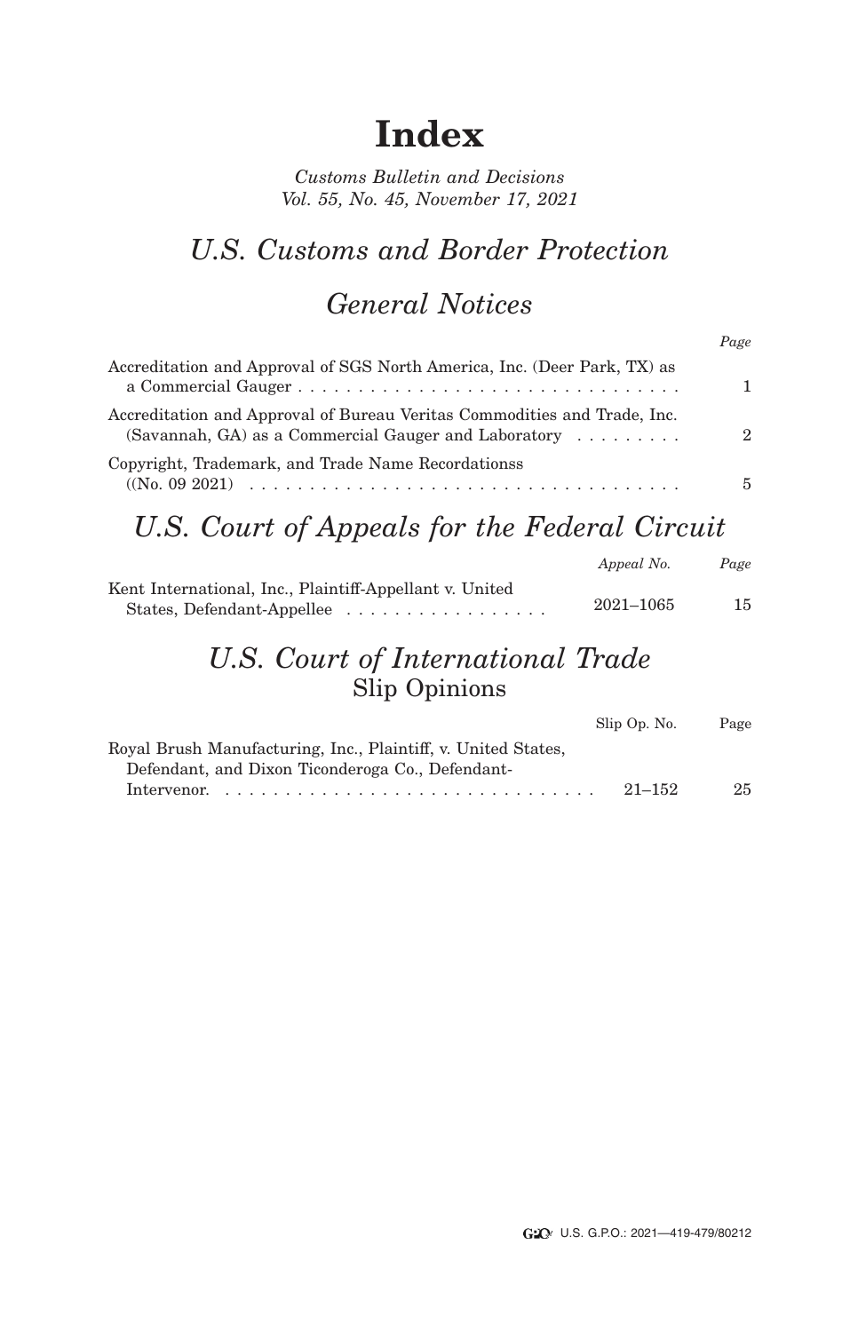# Index

*Customs Bulletin and Decisions*
*Vol. 55, No. 45, November 17, 2021*

## *U.S. Customs and Border Protection*

## *General Notices*

| | *Page* |
|---|---|
| Accreditation and Approval of SGS North America, Inc. (Deer Park, TX) as a Commercial Gauger | 1 |
| Accreditation and Approval of Bureau Veritas Commodities and Trade, Inc. (Savannah, GA) as a Commercial Gauger and Laboratory | 2 |
| Copyright, Trademark, and Trade Name Recordationss ((No. 09 2021) | 5 |

## *U.S. Court of Appeals for the Federal Circuit*

| | *Appeal No.* | *Page* |
|---|---|---|
| Kent International, Inc., Plaintiff-Appellant v. United States, Defendant-Appellee | 2021–1065 | 15 |

## *U.S. Court of International Trade*
### Slip Opinions

| | Slip Op. No. | Page |
|---|---|---|
| Royal Brush Manufacturing, Inc., Plaintiff, v. United States, Defendant, and Dixon Ticonderoga Co., Defendant-Intervenor. | 21–152 | 25 |

U.S. G.P.O.: 2021—419-479/80212